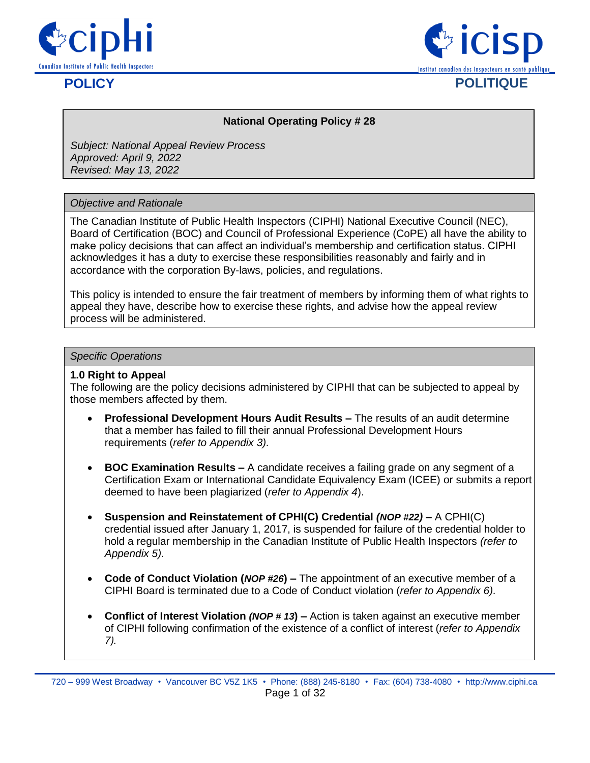# POLICY — POLITIQUE

## National Operating Policy # 28

*Subject: National Appeal Review Process*
*Approved: April 9, 2022*
*Revised: May 13, 2022*

### *Objective and Rationale*

The Canadian Institute of Public Health Inspectors (CIPHI) National Executive Council (NEC), Board of Certification (BOC) and Council of Professional Experience (CoPE) all have the ability to make policy decisions that can affect an individual's membership and certification status. CIPHI acknowledges it has a duty to exercise these responsibilities reasonably and fairly and in accordance with the corporation By-laws, policies, and regulations.

This policy is intended to ensure the fair treatment of members by informing them of what rights to appeal they have, describe how to exercise these rights, and advise how the appeal review process will be administered.

### *Specific Operations*

**1.0 Right to Appeal**

The following are the policy decisions administered by CIPHI that can be subjected to appeal by those members affected by them.

- **Professional Development Hours Audit Results –** The results of an audit determine that a member has failed to fill their annual Professional Development Hours requirements (*refer to Appendix 3).*

- **BOC Examination Results –** A candidate receives a failing grade on any segment of a Certification Exam or International Candidate Equivalency Exam (ICEE) or submits a report deemed to have been plagiarized (*refer to Appendix 4*).

- **Suspension and Reinstatement of CPHI(C) Credential** ***(NOP #22)*** **–** A CPHI(C) credential issued after January 1, 2017, is suspended for failure of the credential holder to hold a regular membership in the Canadian Institute of Public Health Inspectors *(refer to Appendix 5).*

- **Code of Conduct Violation (*NOP #26*) –** The appointment of an executive member of a CIPHI Board is terminated due to a Code of Conduct violation (*refer to Appendix 6).*

- **Conflict of Interest Violation** ***(NOP # 13)*** **–** Action is taken against an executive member of CIPHI following confirmation of the existence of a conflict of interest (*refer to Appendix 7).*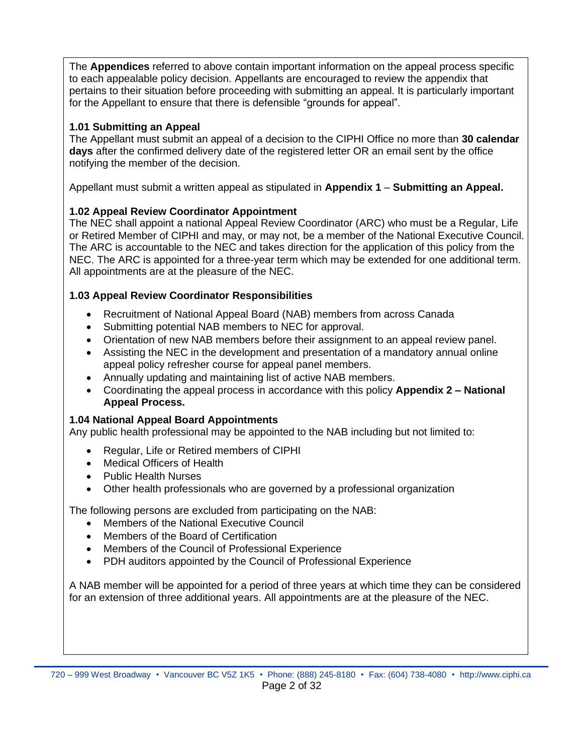The **Appendices** referred to above contain important information on the appeal process specific to each appealable policy decision. Appellants are encouraged to review the appendix that pertains to their situation before proceeding with submitting an appeal. It is particularly important for the Appellant to ensure that there is defensible "grounds for appeal".

### 1.01 Submitting an Appeal

The Appellant must submit an appeal of a decision to the CIPHI Office no more than **30 calendar days** after the confirmed delivery date of the registered letter OR an email sent by the office notifying the member of the decision.

Appellant must submit a written appeal as stipulated in **Appendix 1** – **Submitting an Appeal.**

### 1.02 Appeal Review Coordinator Appointment

The NEC shall appoint a national Appeal Review Coordinator (ARC) who must be a Regular, Life or Retired Member of CIPHI and may, or may not, be a member of the National Executive Council. The ARC is accountable to the NEC and takes direction for the application of this policy from the NEC. The ARC is appointed for a three-year term which may be extended for one additional term. All appointments are at the pleasure of the NEC.

### 1.03 Appeal Review Coordinator Responsibilities

- Recruitment of National Appeal Board (NAB) members from across Canada
- Submitting potential NAB members to NEC for approval.
- Orientation of new NAB members before their assignment to an appeal review panel.
- Assisting the NEC in the development and presentation of a mandatory annual online appeal policy refresher course for appeal panel members.
- Annually updating and maintaining list of active NAB members.
- Coordinating the appeal process in accordance with this policy **Appendix 2 – National Appeal Process.**

### 1.04 National Appeal Board Appointments

Any public health professional may be appointed to the NAB including but not limited to:

- Regular, Life or Retired members of CIPHI
- Medical Officers of Health
- Public Health Nurses
- Other health professionals who are governed by a professional organization

The following persons are excluded from participating on the NAB:

- Members of the National Executive Council
- Members of the Board of Certification
- Members of the Council of Professional Experience
- PDH auditors appointed by the Council of Professional Experience

A NAB member will be appointed for a period of three years at which time they can be considered for an extension of three additional years. All appointments are at the pleasure of the NEC.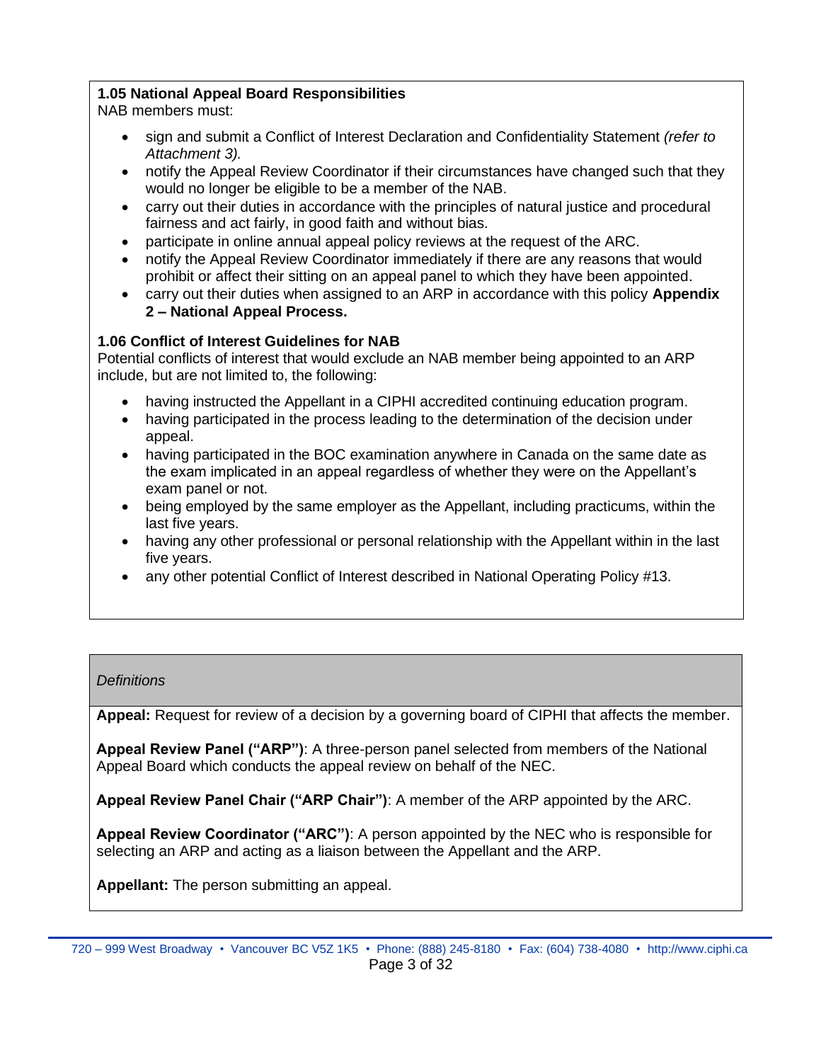**1.05 National Appeal Board Responsibilities**

NAB members must:

- sign and submit a Conflict of Interest Declaration and Confidentiality Statement *(refer to Attachment 3).*
- notify the Appeal Review Coordinator if their circumstances have changed such that they would no longer be eligible to be a member of the NAB.
- carry out their duties in accordance with the principles of natural justice and procedural fairness and act fairly, in good faith and without bias.
- participate in online annual appeal policy reviews at the request of the ARC.
- notify the Appeal Review Coordinator immediately if there are any reasons that would prohibit or affect their sitting on an appeal panel to which they have been appointed.
- carry out their duties when assigned to an ARP in accordance with this policy **Appendix 2 – National Appeal Process.**

**1.06 Conflict of Interest Guidelines for NAB**

Potential conflicts of interest that would exclude an NAB member being appointed to an ARP include, but are not limited to, the following:

- having instructed the Appellant in a CIPHI accredited continuing education program.
- having participated in the process leading to the determination of the decision under appeal.
- having participated in the BOC examination anywhere in Canada on the same date as the exam implicated in an appeal regardless of whether they were on the Appellant's exam panel or not.
- being employed by the same employer as the Appellant, including practicums, within the last five years.
- having any other professional or personal relationship with the Appellant within in the last five years.
- any other potential Conflict of Interest described in National Operating Policy #13.

*Definitions*

**Appeal:** Request for review of a decision by a governing board of CIPHI that affects the member.

**Appeal Review Panel ("ARP")**: A three-person panel selected from members of the National Appeal Board which conducts the appeal review on behalf of the NEC.

**Appeal Review Panel Chair ("ARP Chair")**: A member of the ARP appointed by the ARC.

**Appeal Review Coordinator ("ARC")**: A person appointed by the NEC who is responsible for selecting an ARP and acting as a liaison between the Appellant and the ARP.

**Appellant:** The person submitting an appeal.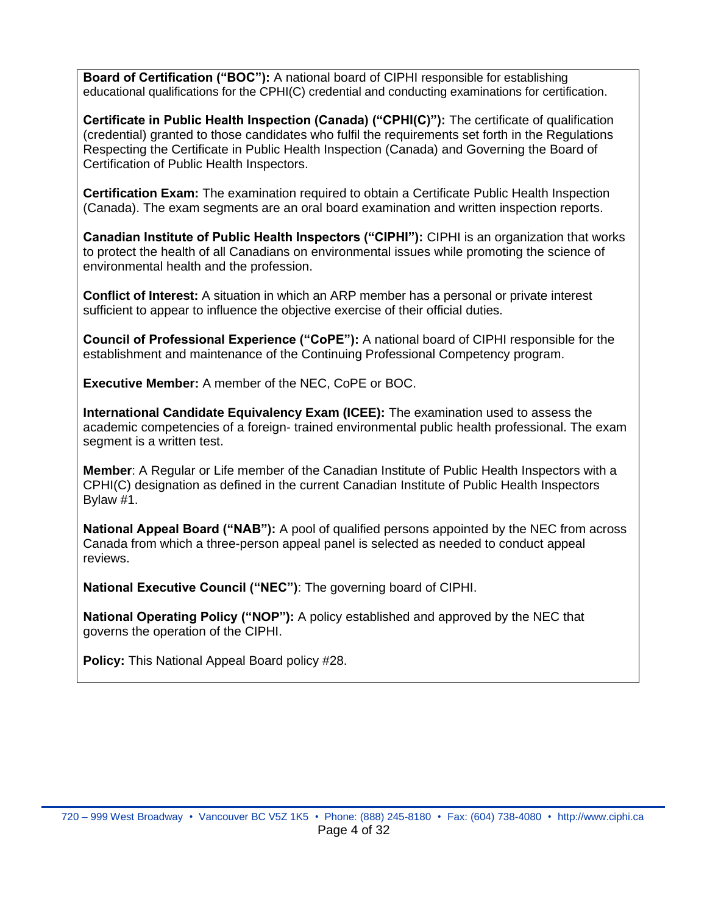**Board of Certification ("BOC"):** A national board of CIPHI responsible for establishing educational qualifications for the CPHI(C) credential and conducting examinations for certification.

**Certificate in Public Health Inspection (Canada) ("CPHI(C)"):** The certificate of qualification (credential) granted to those candidates who fulfil the requirements set forth in the Regulations Respecting the Certificate in Public Health Inspection (Canada) and Governing the Board of Certification of Public Health Inspectors.

**Certification Exam:** The examination required to obtain a Certificate Public Health Inspection (Canada). The exam segments are an oral board examination and written inspection reports.

**Canadian Institute of Public Health Inspectors ("CIPHI"):** CIPHI is an organization that works to protect the health of all Canadians on environmental issues while promoting the science of environmental health and the profession.

**Conflict of Interest:** A situation in which an ARP member has a personal or private interest sufficient to appear to influence the objective exercise of their official duties.

**Council of Professional Experience ("CoPE"):** A national board of CIPHI responsible for the establishment and maintenance of the Continuing Professional Competency program.

**Executive Member:** A member of the NEC, CoPE or BOC.

**International Candidate Equivalency Exam (ICEE):** The examination used to assess the academic competencies of a foreign- trained environmental public health professional. The exam segment is a written test.

**Member**: A Regular or Life member of the Canadian Institute of Public Health Inspectors with a CPHI(C) designation as defined in the current Canadian Institute of Public Health Inspectors Bylaw #1.

**National Appeal Board ("NAB"):** A pool of qualified persons appointed by the NEC from across Canada from which a three-person appeal panel is selected as needed to conduct appeal reviews.

**National Executive Council ("NEC")**: The governing board of CIPHI.

**National Operating Policy ("NOP"):** A policy established and approved by the NEC that governs the operation of the CIPHI.

**Policy:** This National Appeal Board policy #28.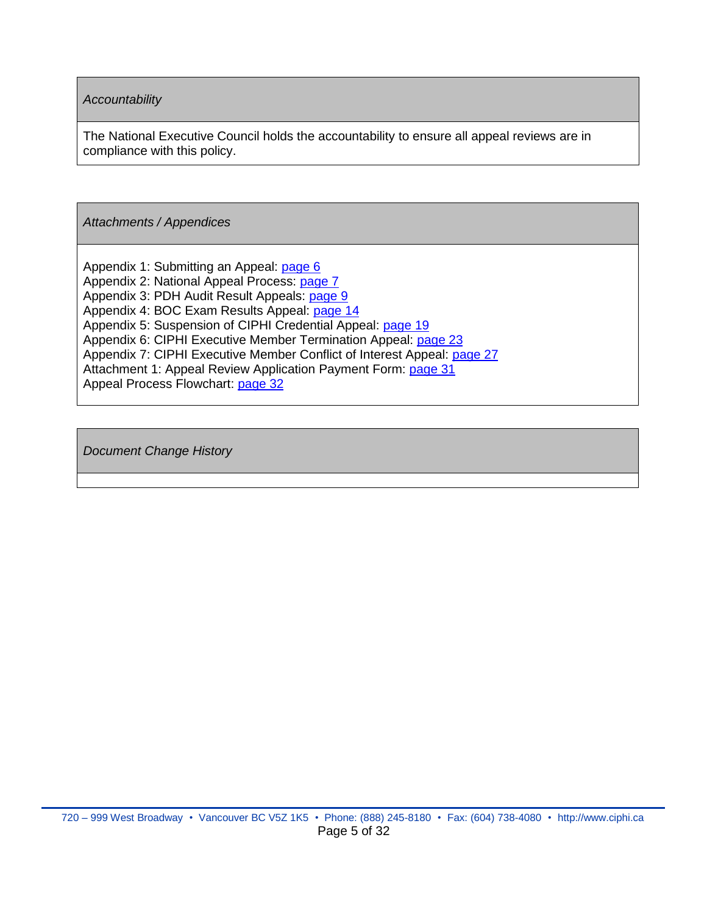*Accountability*

The National Executive Council holds the accountability to ensure all appeal reviews are in compliance with this policy.

*Attachments / Appendices*

Appendix 1: Submitting an Appeal: page 6
Appendix 2: National Appeal Process: page 7
Appendix 3: PDH Audit Result Appeals: page 9
Appendix 4: BOC Exam Results Appeal: page 14
Appendix 5: Suspension of CIPHI Credential Appeal: page 19
Appendix 6: CIPHI Executive Member Termination Appeal: page 23
Appendix 7: CIPHI Executive Member Conflict of Interest Appeal: page 27
Attachment 1: Appeal Review Application Payment Form: page 31
Appeal Process Flowchart: page 32

*Document Change History*

720 – 999 West Broadway • Vancouver BC V5Z 1K5 • Phone: (888) 245-8180 • Fax: (604) 738-4080 • http://www.ciphi.ca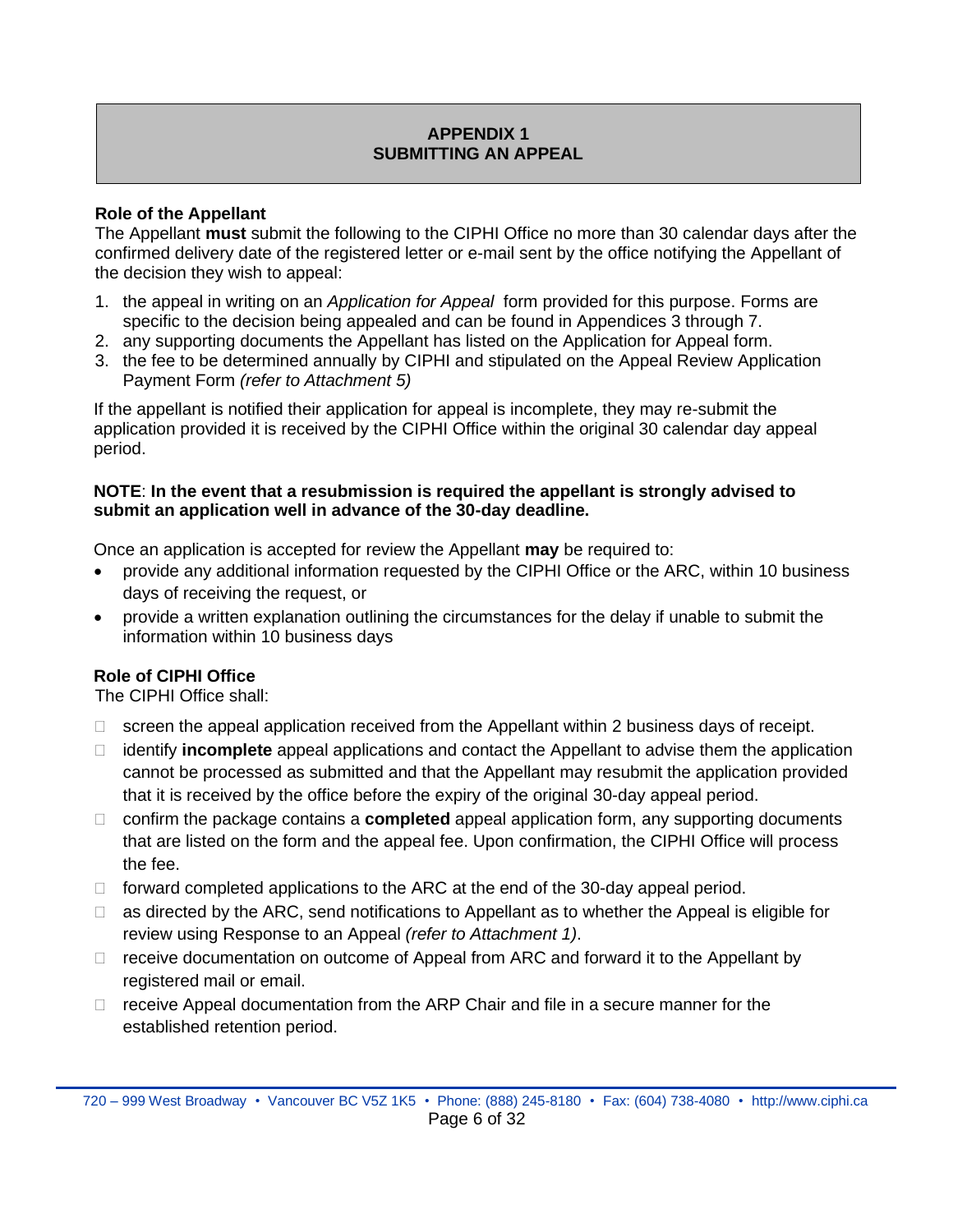# APPENDIX 1
# SUBMITTING AN APPEAL

**Role of the Appellant**

The Appellant **must** submit the following to the CIPHI Office no more than 30 calendar days after the confirmed delivery date of the registered letter or e-mail sent by the office notifying the Appellant of the decision they wish to appeal:

1. the appeal in writing on an *Application for Appeal* form provided for this purpose. Forms are specific to the decision being appealed and can be found in Appendices 3 through 7.
2. any supporting documents the Appellant has listed on the Application for Appeal form.
3. the fee to be determined annually by CIPHI and stipulated on the Appeal Review Application Payment Form *(refer to Attachment 5)*

If the appellant is notified their application for appeal is incomplete, they may re-submit the application provided it is received by the CIPHI Office within the original 30 calendar day appeal period.

**NOTE**: **In the event that a resubmission is required the appellant is strongly advised to submit an application well in advance of the 30-day deadline.**

Once an application is accepted for review the Appellant **may** be required to:

- provide any additional information requested by the CIPHI Office or the ARC, within 10 business days of receiving the request, or
- provide a written explanation outlining the circumstances for the delay if unable to submit the information within 10 business days

**Role of CIPHI Office**

The CIPHI Office shall:

- screen the appeal application received from the Appellant within 2 business days of receipt.
- identify **incomplete** appeal applications and contact the Appellant to advise them the application cannot be processed as submitted and that the Appellant may resubmit the application provided that it is received by the office before the expiry of the original 30-day appeal period.
- confirm the package contains a **completed** appeal application form, any supporting documents that are listed on the form and the appeal fee. Upon confirmation, the CIPHI Office will process the fee.
- forward completed applications to the ARC at the end of the 30-day appeal period.
- as directed by the ARC, send notifications to Appellant as to whether the Appeal is eligible for review using Response to an Appeal *(refer to Attachment 1)*.
- receive documentation on outcome of Appeal from ARC and forward it to the Appellant by registered mail or email.
- receive Appeal documentation from the ARP Chair and file in a secure manner for the established retention period.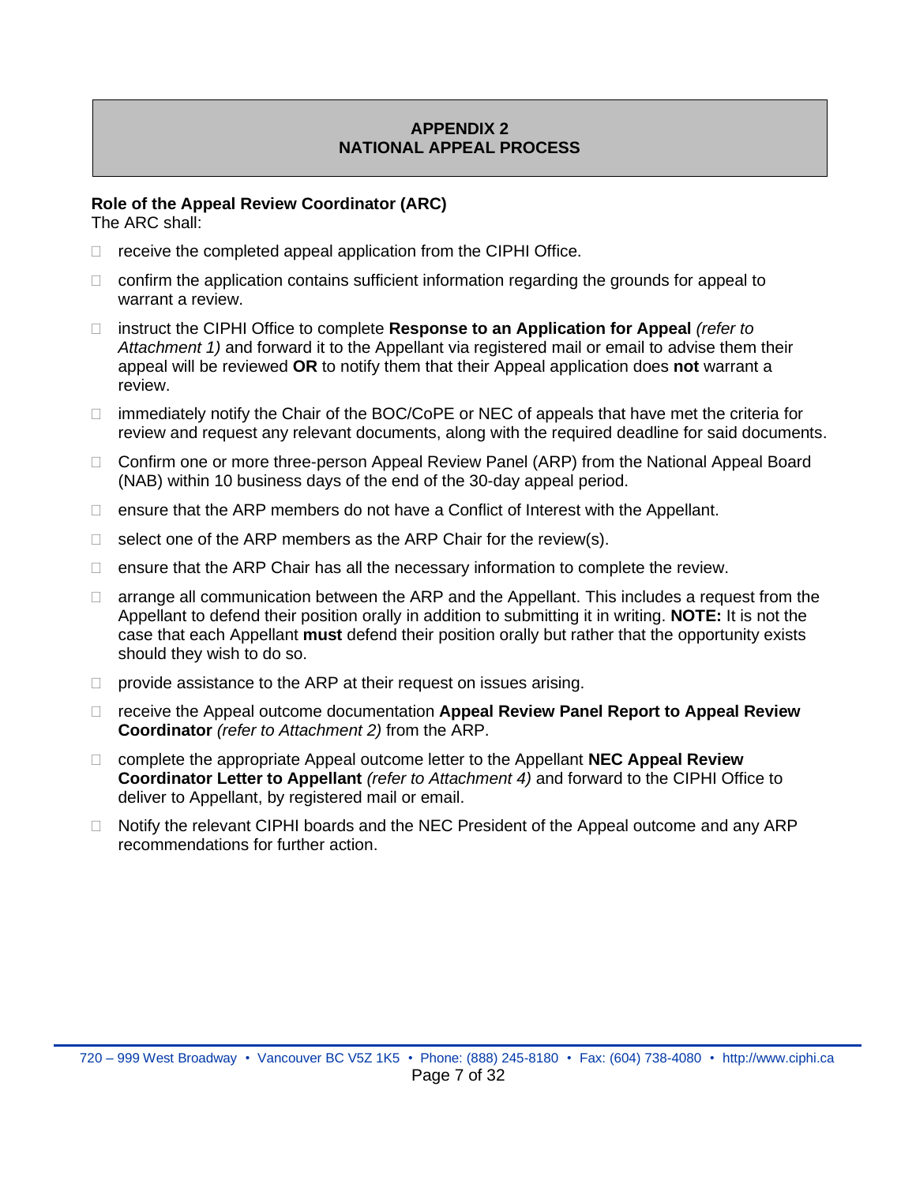# APPENDIX 2
# NATIONAL APPEAL PROCESS

**Role of the Appeal Review Coordinator (ARC)**
The ARC shall:

- receive the completed appeal application from the CIPHI Office.
- confirm the application contains sufficient information regarding the grounds for appeal to warrant a review.
- instruct the CIPHI Office to complete **Response to an Application for Appeal** *(refer to Attachment 1)* and forward it to the Appellant via registered mail or email to advise them their appeal will be reviewed **OR** to notify them that their Appeal application does **not** warrant a review.
- immediately notify the Chair of the BOC/CoPE or NEC of appeals that have met the criteria for review and request any relevant documents, along with the required deadline for said documents.
- Confirm one or more three-person Appeal Review Panel (ARP) from the National Appeal Board (NAB) within 10 business days of the end of the 30-day appeal period.
- ensure that the ARP members do not have a Conflict of Interest with the Appellant.
- select one of the ARP members as the ARP Chair for the review(s).
- ensure that the ARP Chair has all the necessary information to complete the review.
- arrange all communication between the ARP and the Appellant. This includes a request from the Appellant to defend their position orally in addition to submitting it in writing. **NOTE:** It is not the case that each Appellant **must** defend their position orally but rather that the opportunity exists should they wish to do so.
- provide assistance to the ARP at their request on issues arising.
- receive the Appeal outcome documentation **Appeal Review Panel Report to Appeal Review Coordinator** *(refer to Attachment 2)* from the ARP.
- complete the appropriate Appeal outcome letter to the Appellant **NEC Appeal Review Coordinator Letter to Appellant** *(refer to Attachment 4)* and forward to the CIPHI Office to deliver to Appellant, by registered mail or email.
- Notify the relevant CIPHI boards and the NEC President of the Appeal outcome and any ARP recommendations for further action.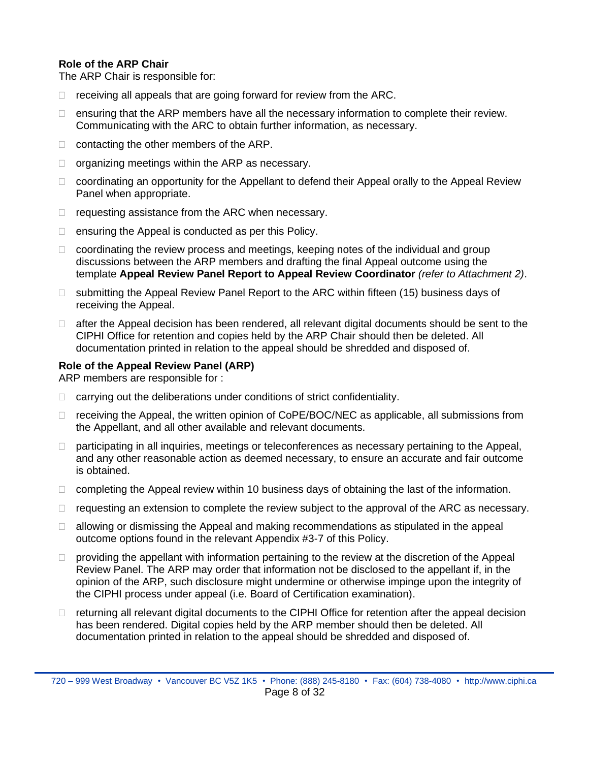**Role of the ARP Chair**

The ARP Chair is responsible for:

- receiving all appeals that are going forward for review from the ARC.
- ensuring that the ARP members have all the necessary information to complete their review. Communicating with the ARC to obtain further information, as necessary.
- contacting the other members of the ARP.
- organizing meetings within the ARP as necessary.
- coordinating an opportunity for the Appellant to defend their Appeal orally to the Appeal Review Panel when appropriate.
- requesting assistance from the ARC when necessary.
- ensuring the Appeal is conducted as per this Policy.
- coordinating the review process and meetings, keeping notes of the individual and group discussions between the ARP members and drafting the final Appeal outcome using the template **Appeal Review Panel Report to Appeal Review Coordinator** *(refer to Attachment 2)*.
- submitting the Appeal Review Panel Report to the ARC within fifteen (15) business days of receiving the Appeal.
- after the Appeal decision has been rendered, all relevant digital documents should be sent to the CIPHI Office for retention and copies held by the ARP Chair should then be deleted. All documentation printed in relation to the appeal should be shredded and disposed of.

**Role of the Appeal Review Panel (ARP)**

ARP members are responsible for :

- carrying out the deliberations under conditions of strict confidentiality.
- receiving the Appeal, the written opinion of CoPE/BOC/NEC as applicable, all submissions from the Appellant, and all other available and relevant documents.
- participating in all inquiries, meetings or teleconferences as necessary pertaining to the Appeal, and any other reasonable action as deemed necessary, to ensure an accurate and fair outcome is obtained.
- completing the Appeal review within 10 business days of obtaining the last of the information.
- requesting an extension to complete the review subject to the approval of the ARC as necessary.
- allowing or dismissing the Appeal and making recommendations as stipulated in the appeal outcome options found in the relevant Appendix #3-7 of this Policy.
- providing the appellant with information pertaining to the review at the discretion of the Appeal Review Panel. The ARP may order that information not be disclosed to the appellant if, in the opinion of the ARP, such disclosure might undermine or otherwise impinge upon the integrity of the CIPHI process under appeal (i.e. Board of Certification examination).
- returning all relevant digital documents to the CIPHI Office for retention after the appeal decision has been rendered. Digital copies held by the ARP member should then be deleted. All documentation printed in relation to the appeal should be shredded and disposed of.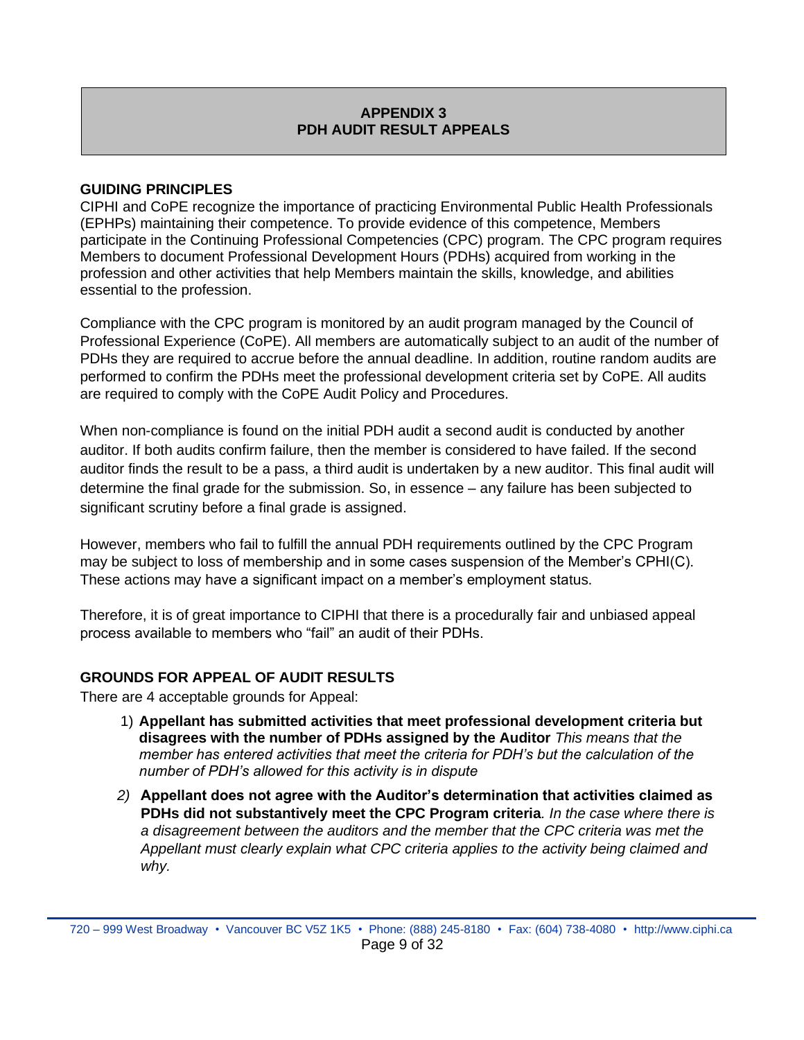# APPENDIX 3
# PDH AUDIT RESULT APPEALS

## GUIDING PRINCIPLES

CIPHI and CoPE recognize the importance of practicing Environmental Public Health Professionals (EPHPs) maintaining their competence. To provide evidence of this competence, Members participate in the Continuing Professional Competencies (CPC) program. The CPC program requires Members to document Professional Development Hours (PDHs) acquired from working in the profession and other activities that help Members maintain the skills, knowledge, and abilities essential to the profession.

Compliance with the CPC program is monitored by an audit program managed by the Council of Professional Experience (CoPE). All members are automatically subject to an audit of the number of PDHs they are required to accrue before the annual deadline. In addition, routine random audits are performed to confirm the PDHs meet the professional development criteria set by CoPE. All audits are required to comply with the CoPE Audit Policy and Procedures.

When non-compliance is found on the initial PDH audit a second audit is conducted by another auditor. If both audits confirm failure, then the member is considered to have failed. If the second auditor finds the result to be a pass, a third audit is undertaken by a new auditor. This final audit will determine the final grade for the submission. So, in essence – any failure has been subjected to significant scrutiny before a final grade is assigned.

However, members who fail to fulfill the annual PDH requirements outlined by the CPC Program may be subject to loss of membership and in some cases suspension of the Member's CPHI(C). These actions may have a significant impact on a member's employment status.

Therefore, it is of great importance to CIPHI that there is a procedurally fair and unbiased appeal process available to members who "fail" an audit of their PDHs.

## GROUNDS FOR APPEAL OF AUDIT RESULTS

There are 4 acceptable grounds for Appeal:

1) **Appellant has submitted activities that meet professional development criteria but disagrees with the number of PDHs assigned by the Auditor** *This means that the member has entered activities that meet the criteria for PDH's but the calculation of the number of PDH's allowed for this activity is in dispute*
2) **Appellant does not agree with the Auditor's determination that activities claimed as PDHs did not substantively meet the CPC Program criteria***. In the case where there is a disagreement between the auditors and the member that the CPC criteria was met the Appellant must clearly explain what CPC criteria applies to the activity being claimed and why.*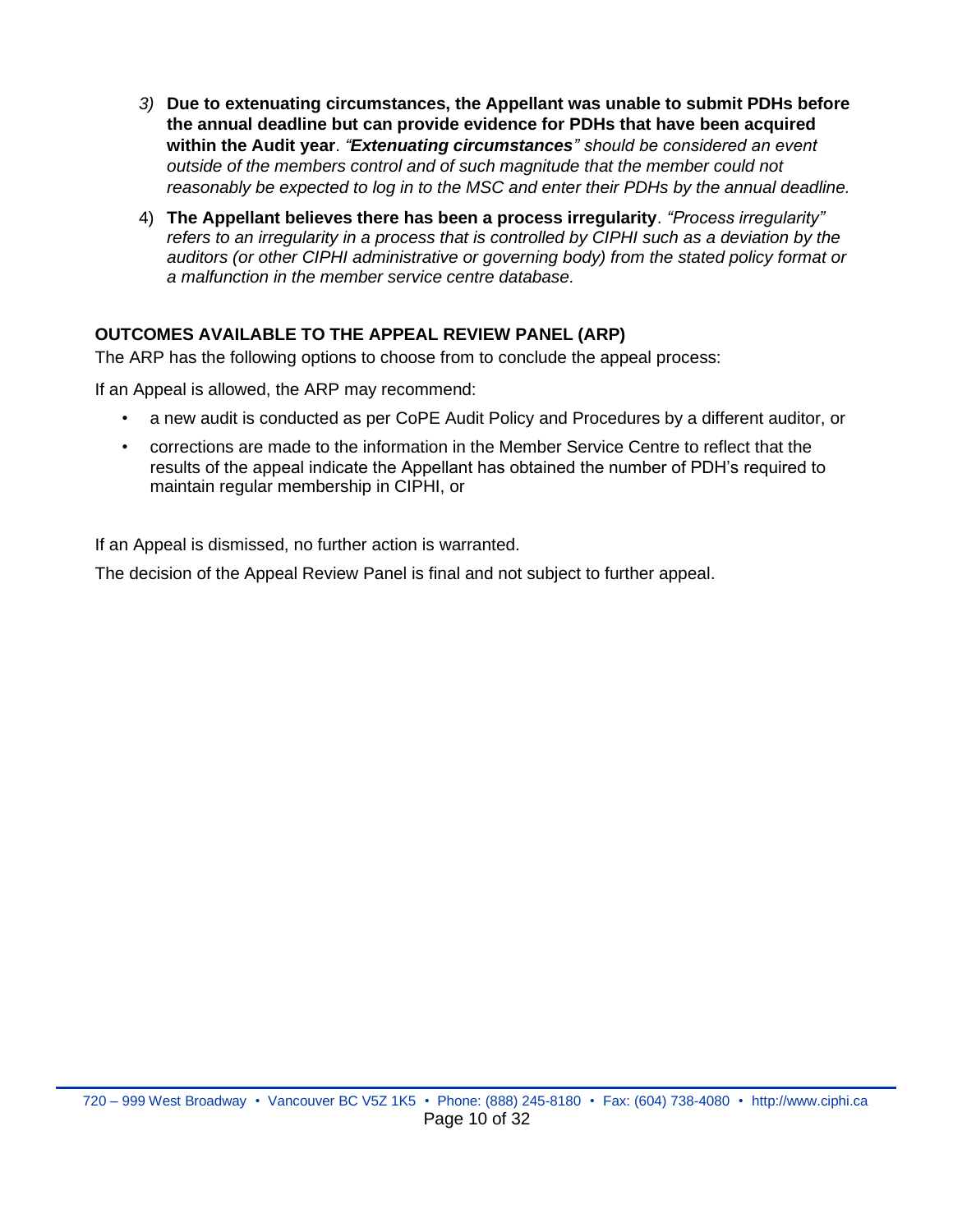3) **Due to extenuating circumstances, the Appellant was unable to submit PDHs before the annual deadline but can provide evidence for PDHs that have been acquired within the Audit year**. *“**Extenuating circumstances**” should be considered an event outside of the members control and of such magnitude that the member could not reasonably be expected to log in to the MSC and enter their PDHs by the annual deadline.*

4) **The Appellant believes there has been a process irregularity**. *“Process irregularity” refers to an irregularity in a process that is controlled by CIPHI such as a deviation by the auditors (or other CIPHI administrative or governing body) from the stated policy format or a malfunction in the member service centre database.*

## OUTCOMES AVAILABLE TO THE APPEAL REVIEW PANEL (ARP)

The ARP has the following options to choose from to conclude the appeal process:

If an Appeal is allowed, the ARP may recommend:

- a new audit is conducted as per CoPE Audit Policy and Procedures by a different auditor, or
- corrections are made to the information in the Member Service Centre to reflect that the results of the appeal indicate the Appellant has obtained the number of PDH’s required to maintain regular membership in CIPHI, or

If an Appeal is dismissed, no further action is warranted.

The decision of the Appeal Review Panel is final and not subject to further appeal.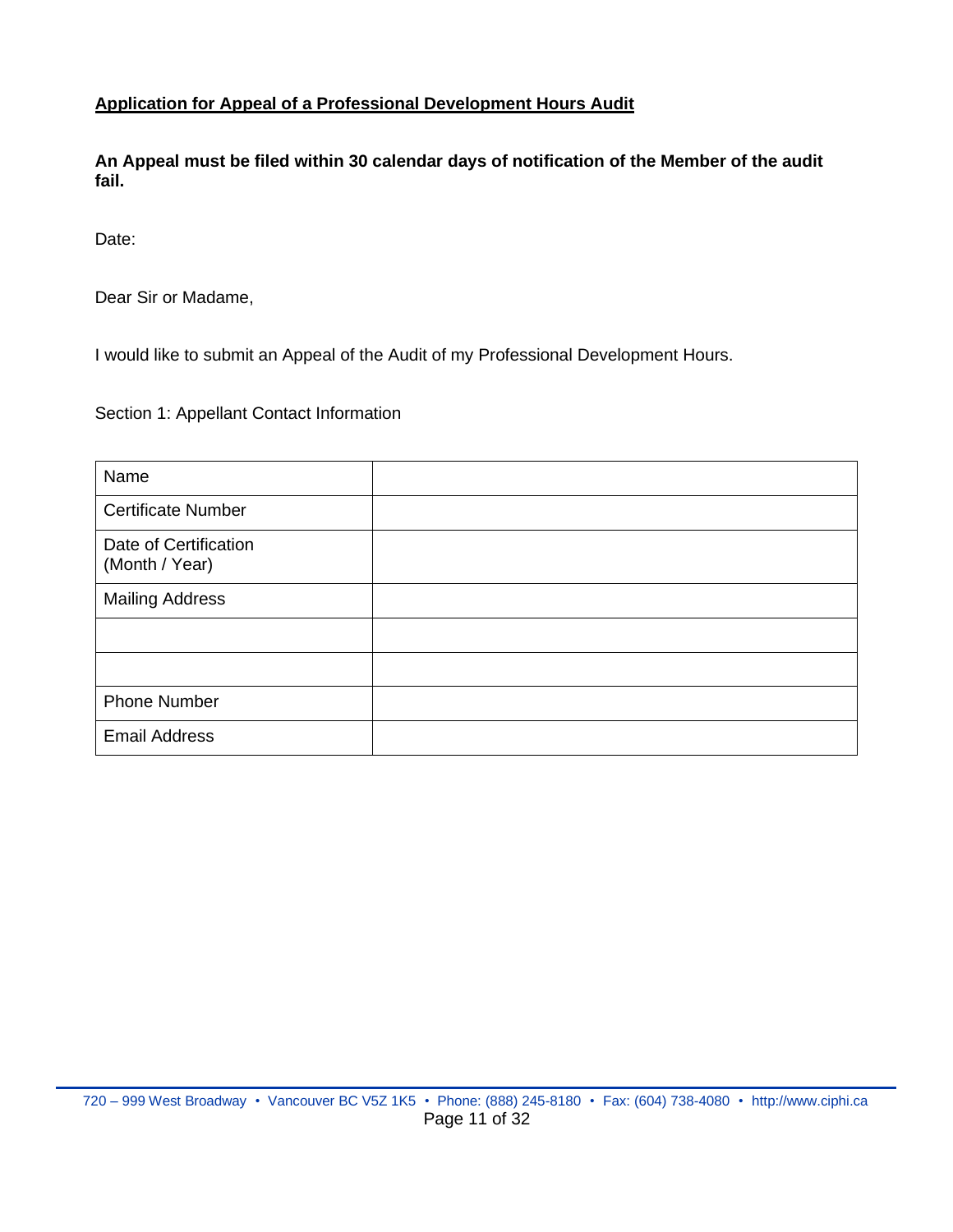**<u>Application for Appeal of a Professional Development Hours Audit</u>**

**An Appeal must be filed within 30 calendar days of notification of the Member of the audit fail.**

Date:

Dear Sir or Madame,

I would like to submit an Appeal of the Audit of my Professional Development Hours.

Section 1: Appellant Contact Information

| | |
|---|---|
| Name | |
| Certificate Number | |
| Date of Certification (Month / Year) | |
| Mailing Address | |
| | |
| | |
| Phone Number | |
| Email Address | |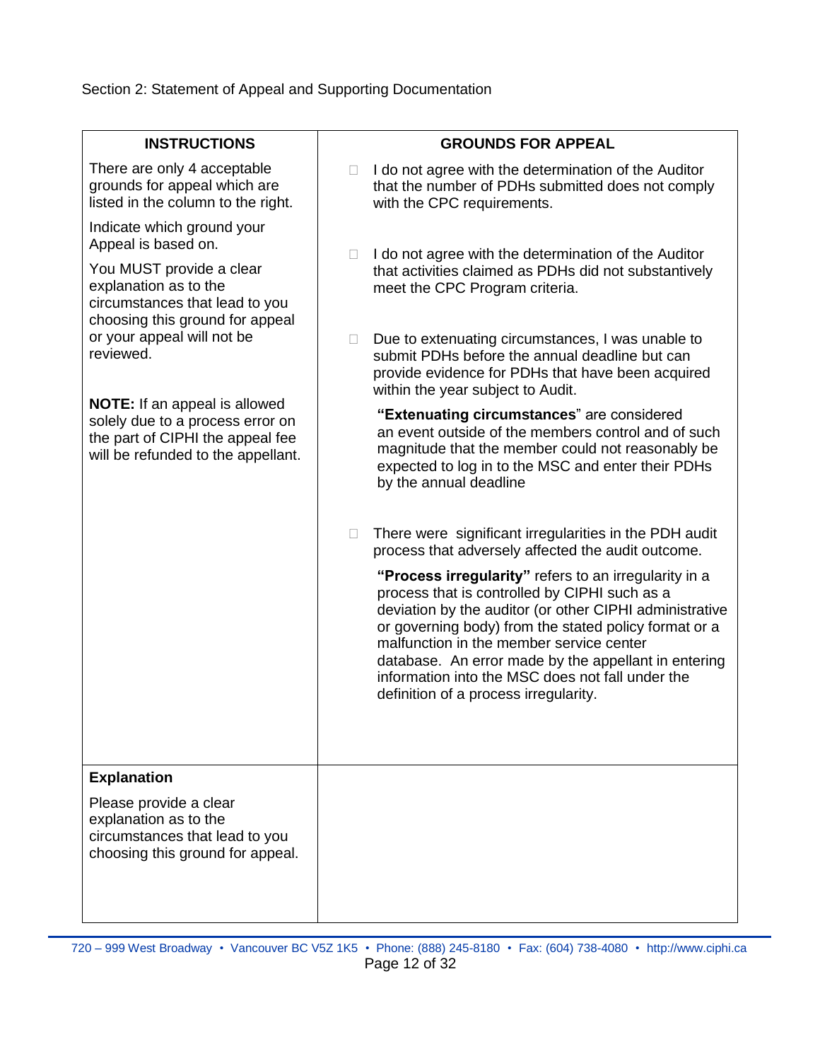Section 2: Statement of Appeal and Supporting Documentation

| INSTRUCTIONS | GROUNDS FOR APPEAL |
| --- | --- |
| There are only 4 acceptable grounds for appeal which are listed in the column to the right.<br><br>Indicate which ground your Appeal is based on.<br><br>You MUST provide a clear explanation as to the circumstances that lead to you choosing this ground for appeal or your appeal will not be reviewed.<br><br>**NOTE:** If an appeal is allowed solely due to a process error on the part of CIPHI the appeal fee will be refunded to the appellant. | ☐ I do not agree with the determination of the Auditor that the number of PDHs submitted does not comply with the CPC requirements.<br><br>☐ I do not agree with the determination of the Auditor that activities claimed as PDHs did not substantively meet the CPC Program criteria.<br><br>☐ Due to extenuating circumstances, I was unable to submit PDHs before the annual deadline but can provide evidence for PDHs that have been acquired within the year subject to Audit.<br><br>**"Extenuating circumstances**" are considered an event outside of the members control and of such magnitude that the member could not reasonably be expected to log in to the MSC and enter their PDHs by the annual deadline<br><br>☐ There were significant irregularities in the PDH audit process that adversely affected the audit outcome.<br><br>**"Process irregularity"** refers to an irregularity in a process that is controlled by CIPHI such as a deviation by the auditor (or other CIPHI administrative or governing body) from the stated policy format or a malfunction in the member service center database. An error made by the appellant in entering information into the MSC does not fall under the definition of a process irregularity. |
| **Explanation**<br><br>Please provide a clear explanation as to the circumstances that lead to you choosing this ground for appeal. | |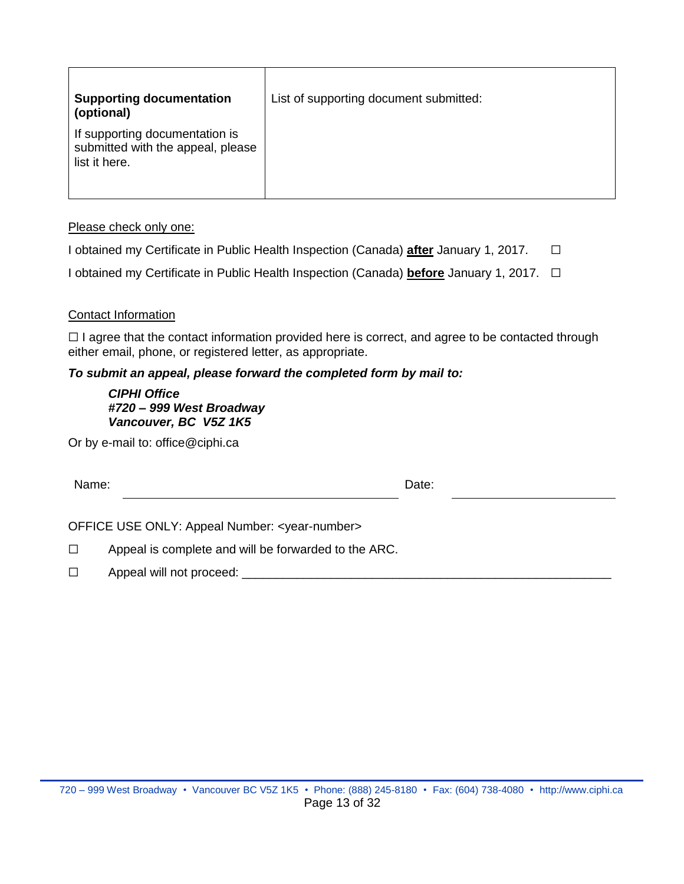| **Supporting documentation (optional)**<br>If supporting documentation is submitted with the appeal, please list it here. | List of supporting document submitted: |
|---|---|

Please check only one:

I obtained my Certificate in Public Health Inspection (Canada) **after** January 1, 2017. ☐

I obtained my Certificate in Public Health Inspection (Canada) **before** January 1, 2017. ☐

Contact Information

☐ I agree that the contact information provided here is correct, and agree to be contacted through either email, phone, or registered letter, as appropriate.

***To submit an appeal, please forward the completed form by mail to:***

> ***CIPHI Office***
> ***#720 – 999 West Broadway***
> ***Vancouver, BC V5Z 1K5***

Or by e-mail to: office@ciphi.ca

Name: ______________________________ Date: ____________________

OFFICE USE ONLY: Appeal Number: <year-number>

☐ Appeal is complete and will be forwarded to the ARC.

☐ Appeal will not proceed: ______________________________________________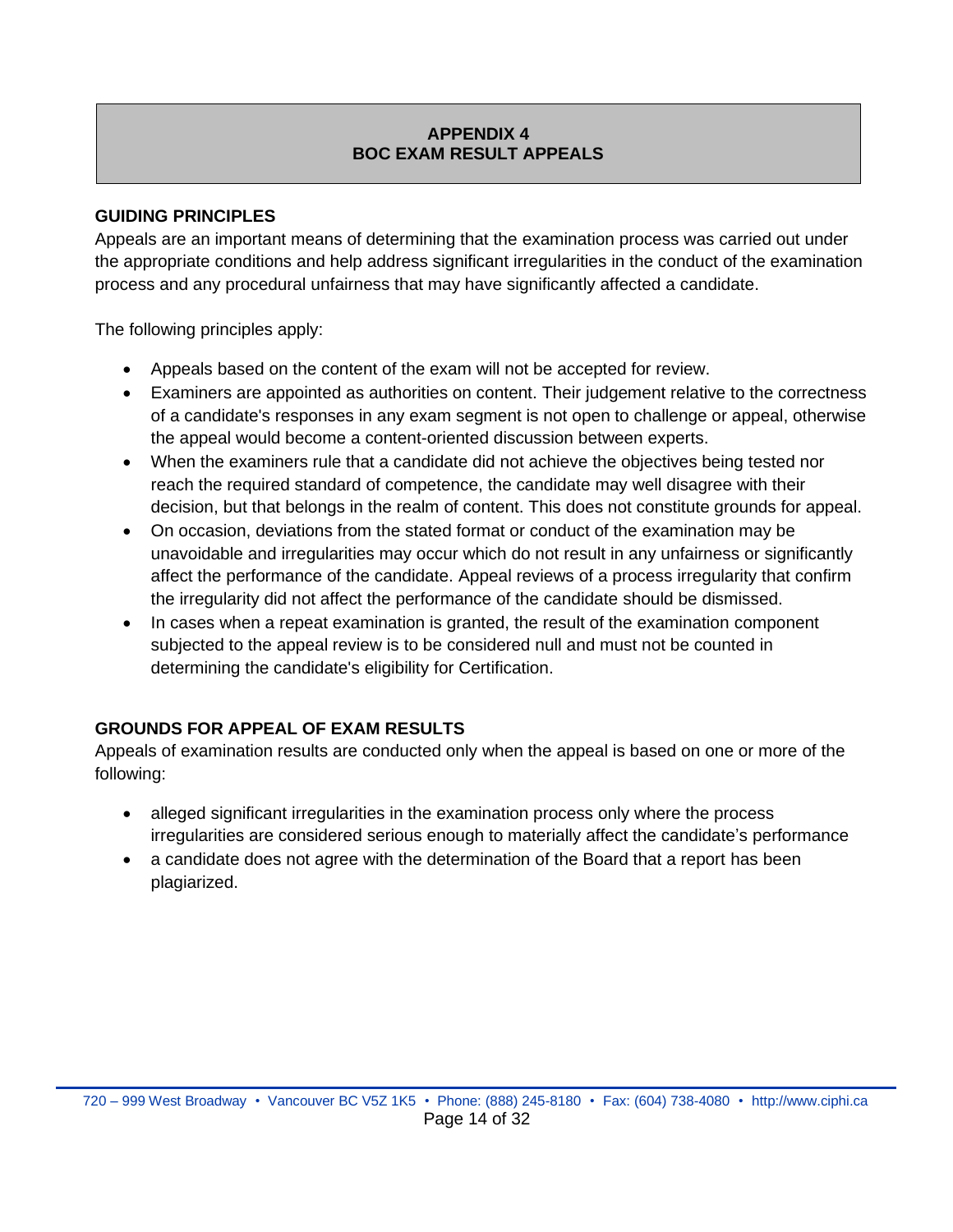# APPENDIX 4
# BOC EXAM RESULT APPEALS

## GUIDING PRINCIPLES

Appeals are an important means of determining that the examination process was carried out under the appropriate conditions and help address significant irregularities in the conduct of the examination process and any procedural unfairness that may have significantly affected a candidate.

The following principles apply:

- Appeals based on the content of the exam will not be accepted for review.
- Examiners are appointed as authorities on content. Their judgement relative to the correctness of a candidate's responses in any exam segment is not open to challenge or appeal, otherwise the appeal would become a content-oriented discussion between experts.
- When the examiners rule that a candidate did not achieve the objectives being tested nor reach the required standard of competence, the candidate may well disagree with their decision, but that belongs in the realm of content. This does not constitute grounds for appeal.
- On occasion, deviations from the stated format or conduct of the examination may be unavoidable and irregularities may occur which do not result in any unfairness or significantly affect the performance of the candidate. Appeal reviews of a process irregularity that confirm the irregularity did not affect the performance of the candidate should be dismissed.
- In cases when a repeat examination is granted, the result of the examination component subjected to the appeal review is to be considered null and must not be counted in determining the candidate's eligibility for Certification.

## GROUNDS FOR APPEAL OF EXAM RESULTS

Appeals of examination results are conducted only when the appeal is based on one or more of the following:

- alleged significant irregularities in the examination process only where the process irregularities are considered serious enough to materially affect the candidate's performance
- a candidate does not agree with the determination of the Board that a report has been plagiarized.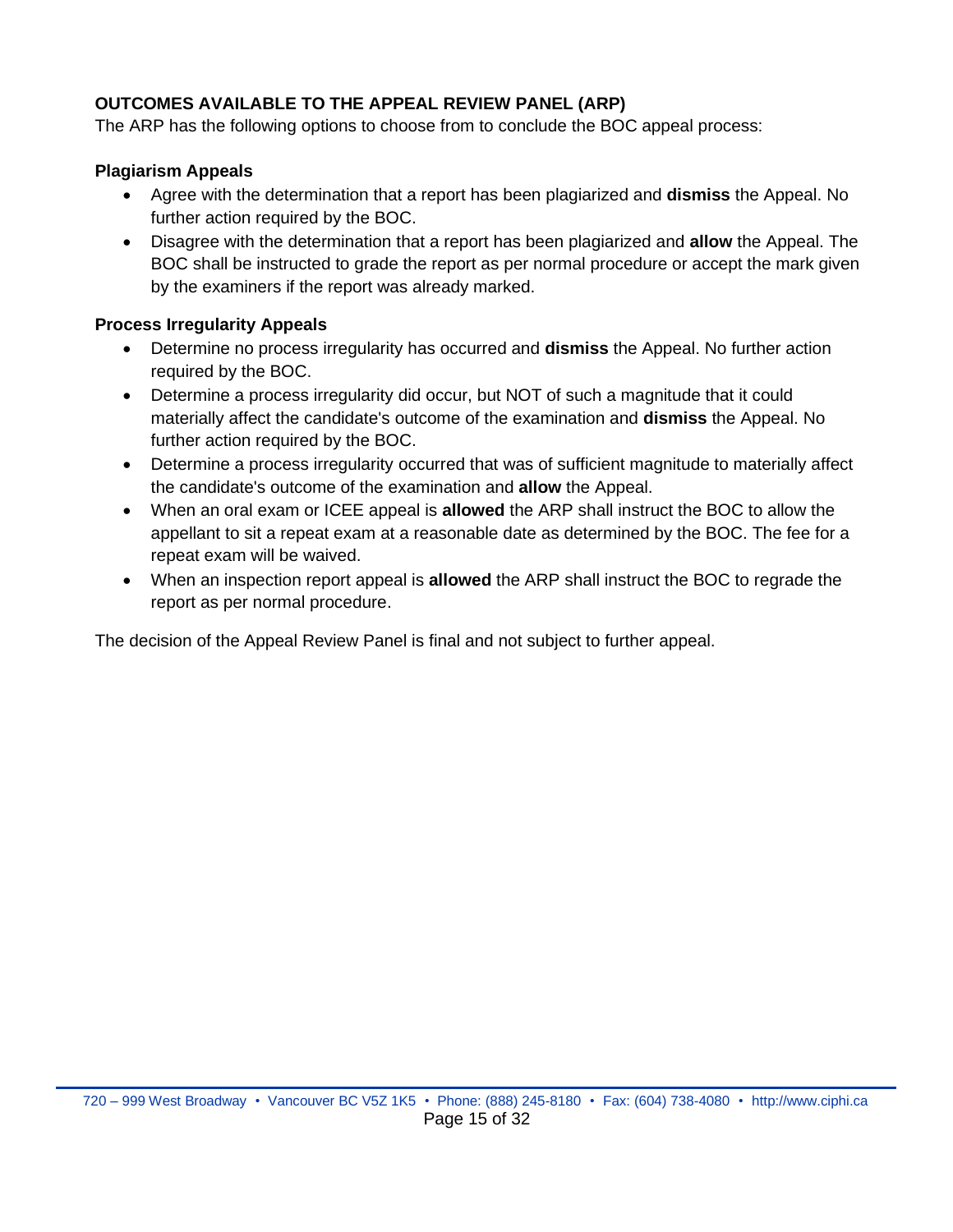## OUTCOMES AVAILABLE TO THE APPEAL REVIEW PANEL (ARP)

The ARP has the following options to choose from to conclude the BOC appeal process:

### Plagiarism Appeals

- Agree with the determination that a report has been plagiarized and **dismiss** the Appeal. No further action required by the BOC.
- Disagree with the determination that a report has been plagiarized and **allow** the Appeal. The BOC shall be instructed to grade the report as per normal procedure or accept the mark given by the examiners if the report was already marked.

### Process Irregularity Appeals

- Determine no process irregularity has occurred and **dismiss** the Appeal. No further action required by the BOC.
- Determine a process irregularity did occur, but NOT of such a magnitude that it could materially affect the candidate's outcome of the examination and **dismiss** the Appeal. No further action required by the BOC.
- Determine a process irregularity occurred that was of sufficient magnitude to materially affect the candidate's outcome of the examination and **allow** the Appeal.
- When an oral exam or ICEE appeal is **allowed** the ARP shall instruct the BOC to allow the appellant to sit a repeat exam at a reasonable date as determined by the BOC. The fee for a repeat exam will be waived.
- When an inspection report appeal is **allowed** the ARP shall instruct the BOC to regrade the report as per normal procedure.

The decision of the Appeal Review Panel is final and not subject to further appeal.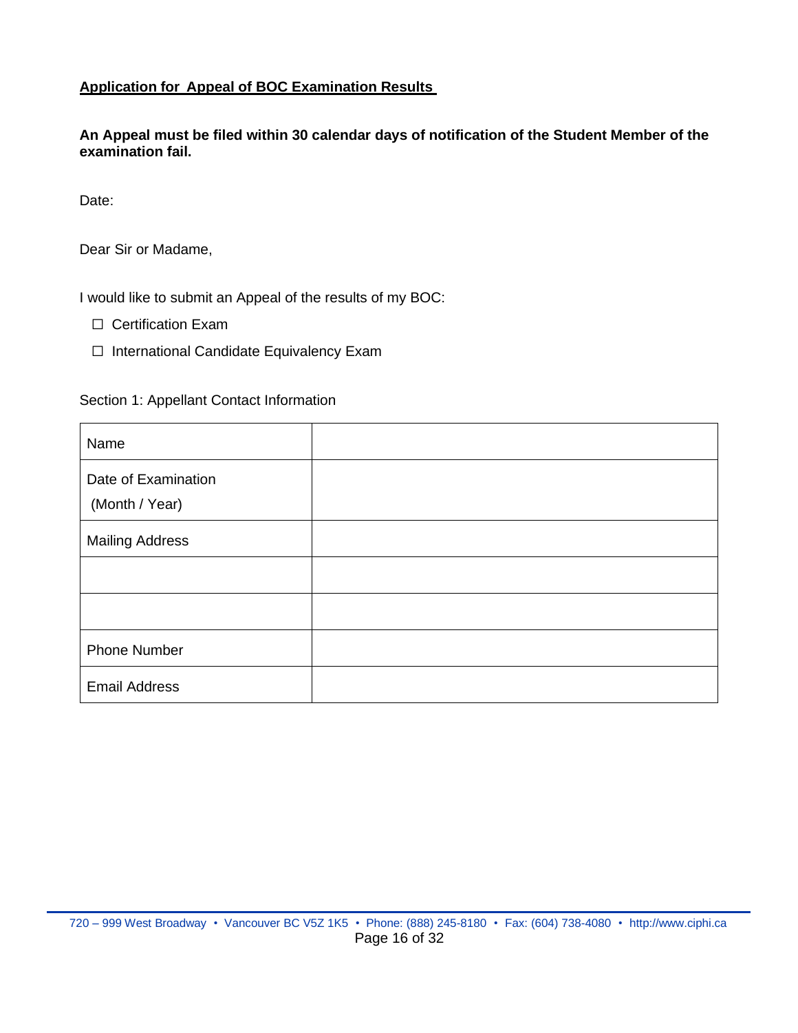**Application for Appeal of BOC Examination Results**

**An Appeal must be filed within 30 calendar days of notification of the Student Member of the examination fail.**

Date:

Dear Sir or Madame,

I would like to submit an Appeal of the results of my BOC:

- ☐ Certification Exam
- ☐ International Candidate Equivalency Exam

Section 1: Appellant Contact Information

| | |
|---|---|
| Name | |
| Date of Examination (Month / Year) | |
| Mailing Address | |
| | |
| | |
| Phone Number | |
| Email Address | |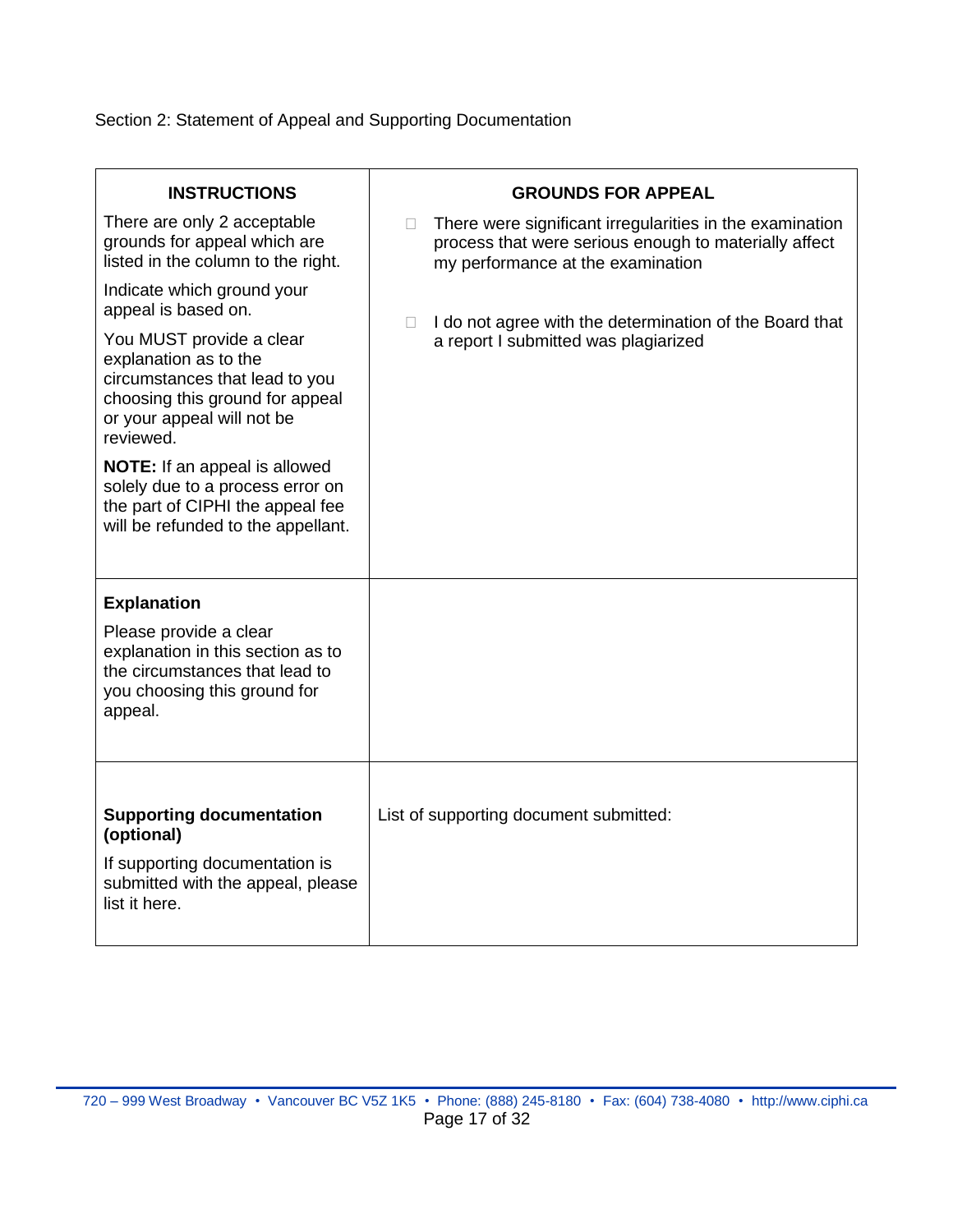Section 2: Statement of Appeal and Supporting Documentation

| **INSTRUCTIONS** | **GROUNDS FOR APPEAL** |
|---|---|
| There are only 2 acceptable grounds for appeal which are listed in the column to the right.<br><br>Indicate which ground your appeal is based on.<br><br>You MUST provide a clear explanation as to the circumstances that lead to you choosing this ground for appeal or your appeal will not be reviewed.<br><br>**NOTE:** If an appeal is allowed solely due to a process error on the part of CIPHI the appeal fee will be refunded to the appellant. | ☐ There were significant irregularities in the examination process that were serious enough to materially affect my performance at the examination<br><br>☐ I do not agree with the determination of the Board that a report I submitted was plagiarized |
| **Explanation**<br><br>Please provide a clear explanation in this section as to the circumstances that lead to you choosing this ground for appeal. | |
| **Supporting documentation (optional)**<br><br>If supporting documentation is submitted with the appeal, please list it here. | List of supporting document submitted: |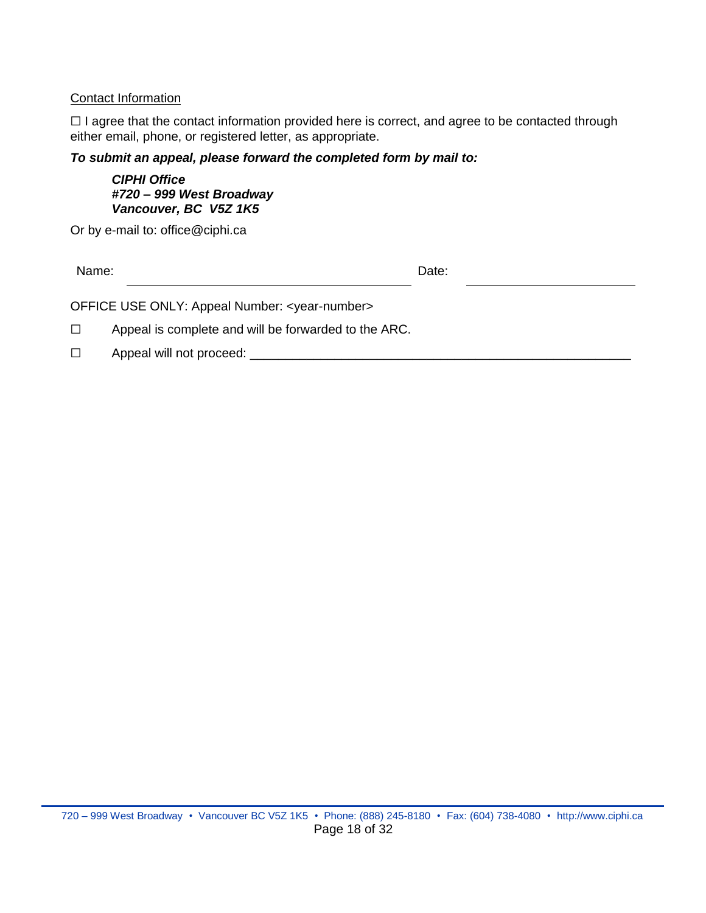Contact Information

☐ I agree that the contact information provided here is correct, and agree to be contacted through either email, phone, or registered letter, as appropriate.

***To submit an appeal, please forward the completed form by mail to:***

> ***CIPHI Office***
> ***#720 – 999 West Broadway***
> ***Vancouver, BC V5Z 1K5***

Or by e-mail to: office@ciphi.ca

Name: ______________________________ Date: ____________________

OFFICE USE ONLY: Appeal Number: <year-number>

☐ Appeal is complete and will be forwarded to the ARC.

☐ Appeal will not proceed: ________________________________________________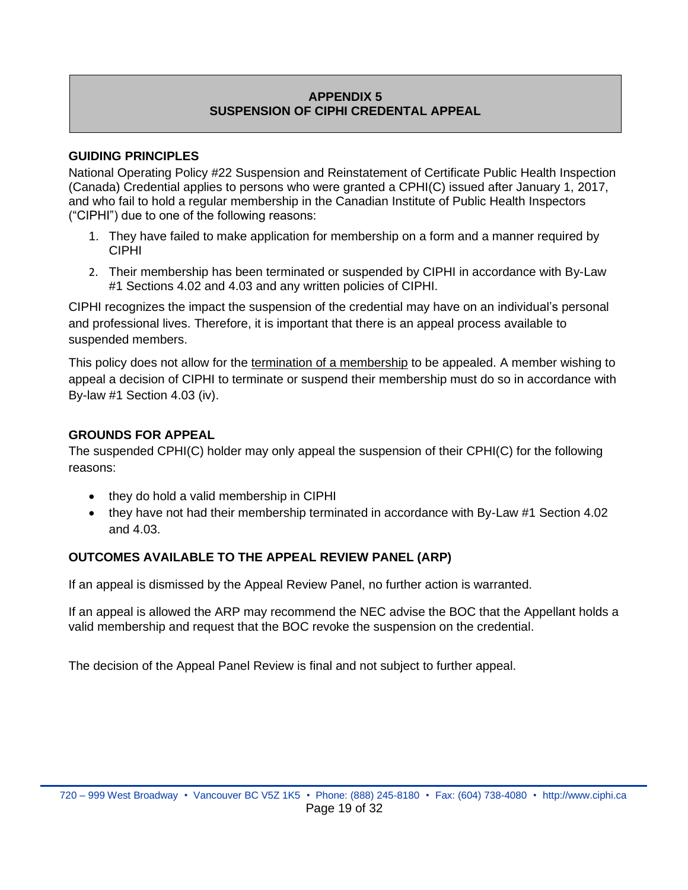# APPENDIX 5
# SUSPENSION OF CIPHI CREDENTAL APPEAL

## GUIDING PRINCIPLES

National Operating Policy #22 Suspension and Reinstatement of Certificate Public Health Inspection (Canada) Credential applies to persons who were granted a CPHI(C) issued after January 1, 2017, and who fail to hold a regular membership in the Canadian Institute of Public Health Inspectors ("CIPHI") due to one of the following reasons:

1. They have failed to make application for membership on a form and a manner required by CIPHI
2. Their membership has been terminated or suspended by CIPHI in accordance with By-Law #1 Sections 4.02 and 4.03 and any written policies of CIPHI.

CIPHI recognizes the impact the suspension of the credential may have on an individual's personal and professional lives. Therefore, it is important that there is an appeal process available to suspended members.

This policy does not allow for the <u>termination of a membership</u> to be appealed. A member wishing to appeal a decision of CIPHI to terminate or suspend their membership must do so in accordance with By-law #1 Section 4.03 (iv).

## GROUNDS FOR APPEAL

The suspended CPHI(C) holder may only appeal the suspension of their CPHI(C) for the following reasons:

- they do hold a valid membership in CIPHI
- they have not had their membership terminated in accordance with By-Law #1 Section 4.02 and 4.03.

## OUTCOMES AVAILABLE TO THE APPEAL REVIEW PANEL (ARP)

If an appeal is dismissed by the Appeal Review Panel, no further action is warranted.

If an appeal is allowed the ARP may recommend the NEC advise the BOC that the Appellant holds a valid membership and request that the BOC revoke the suspension on the credential.

The decision of the Appeal Panel Review is final and not subject to further appeal.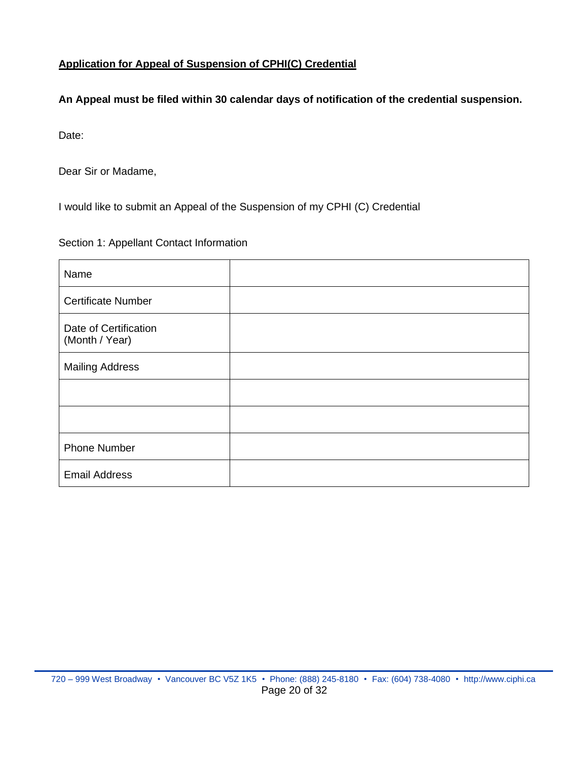**Application for Appeal of Suspension of CPHI(C) Credential**

**An Appeal must be filed within 30 calendar days of notification of the credential suspension.**

Date:

Dear Sir or Madame,

I would like to submit an Appeal of the Suspension of my CPHI (C) Credential

Section 1: Appellant Contact Information

| | |
|---|---|
| Name | |
| Certificate Number | |
| Date of Certification (Month / Year) | |
| Mailing Address | |
| | |
| | |
| Phone Number | |
| Email Address | |

720 – 999 West Broadway • Vancouver BC V5Z 1K5 • Phone: (888) 245-8180 • Fax: (604) 738-4080 • http://www.ciphi.ca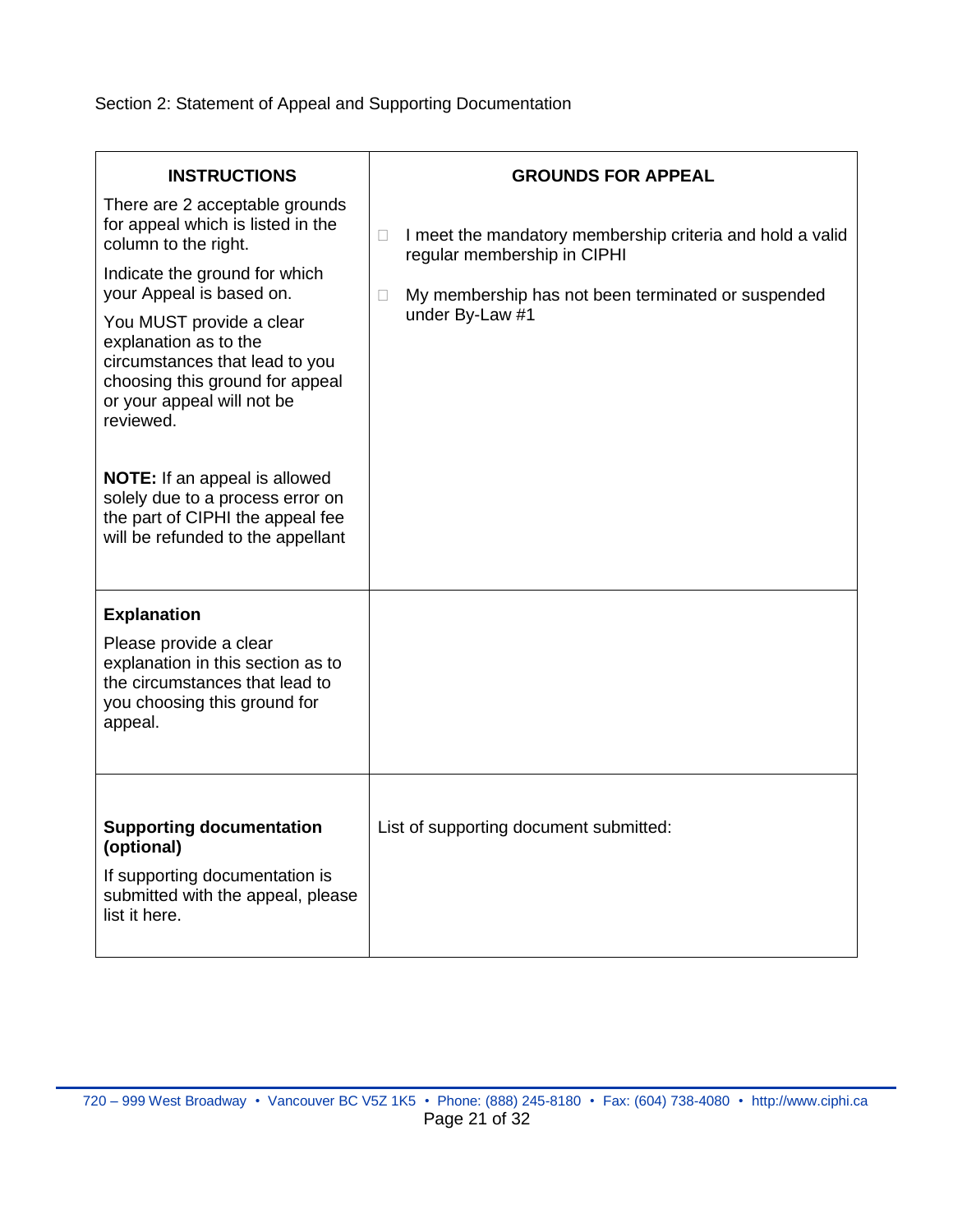Section 2: Statement of Appeal and Supporting Documentation

| **INSTRUCTIONS** | **GROUNDS FOR APPEAL** |
|---|---|
| There are 2 acceptable grounds for appeal which is listed in the column to the right.<br><br>Indicate the ground for which your Appeal is based on.<br><br>You MUST provide a clear explanation as to the circumstances that lead to you choosing this ground for appeal or your appeal will not be reviewed.<br><br>**NOTE:** If an appeal is allowed solely due to a process error on the part of CIPHI the appeal fee will be refunded to the appellant | ☐ I meet the mandatory membership criteria and hold a valid regular membership in CIPHI<br><br>☐ My membership has not been terminated or suspended under By-Law #1 |
| **Explanation**<br><br>Please provide a clear explanation in this section as to the circumstances that lead to you choosing this ground for appeal. | |
| **Supporting documentation (optional)**<br><br>If supporting documentation is submitted with the appeal, please list it here. | List of supporting document submitted: |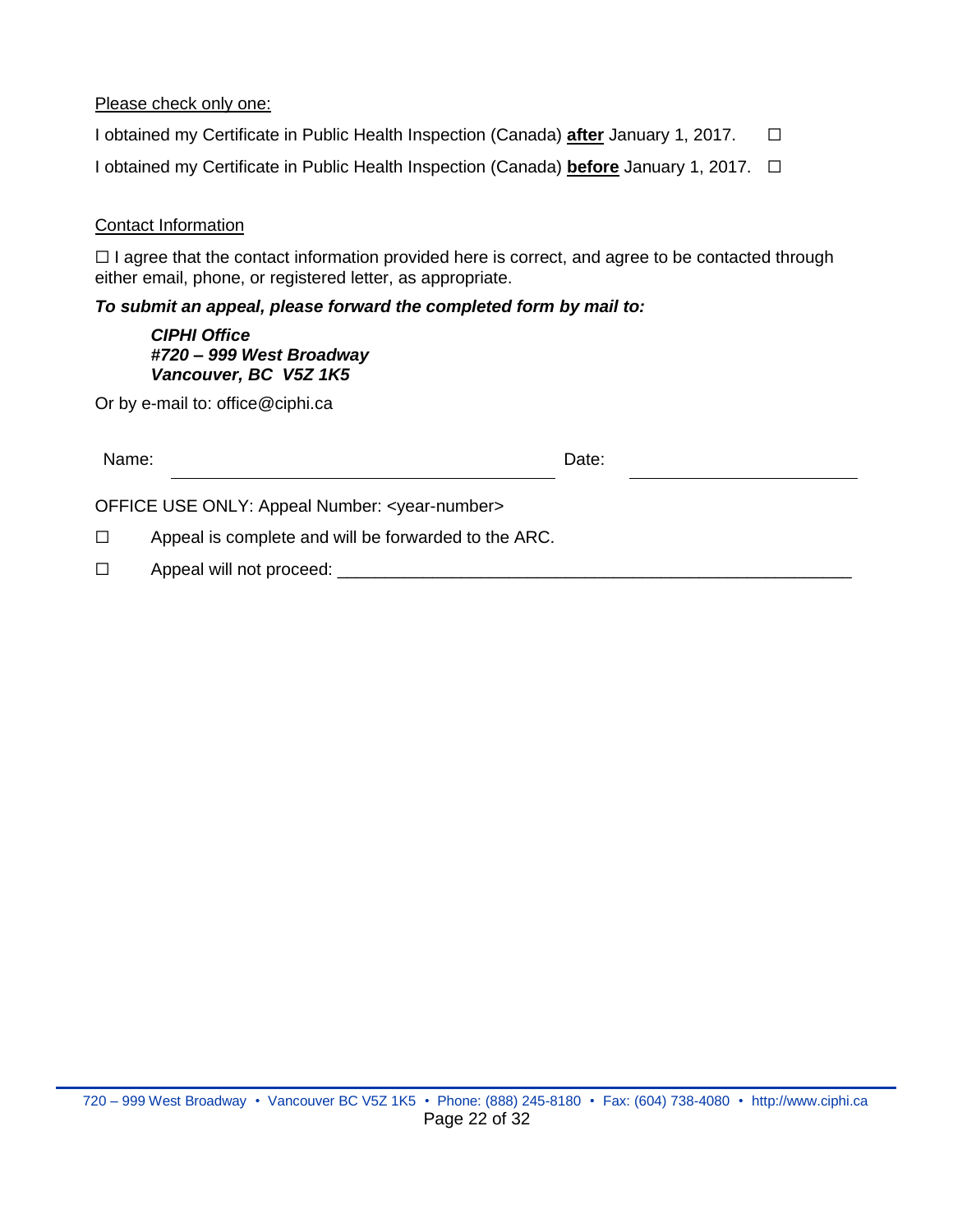Please check only one:

I obtained my Certificate in Public Health Inspection (Canada) **after** January 1, 2017. ☐

I obtained my Certificate in Public Health Inspection (Canada) **before** January 1, 2017. ☐

Contact Information

☐ I agree that the contact information provided here is correct, and agree to be contacted through either email, phone, or registered letter, as appropriate.

***To submit an appeal, please forward the completed form by mail to:***

> ***CIPHI Office***
> ***#720 – 999 West Broadway***
> ***Vancouver, BC V5Z 1K5***

Or by e-mail to: office@ciphi.ca

Name: ______________________________ Date: ____________________

OFFICE USE ONLY: Appeal Number: <year-number>

☐ Appeal is complete and will be forwarded to the ARC.

☐ Appeal will not proceed: ______________________________________________________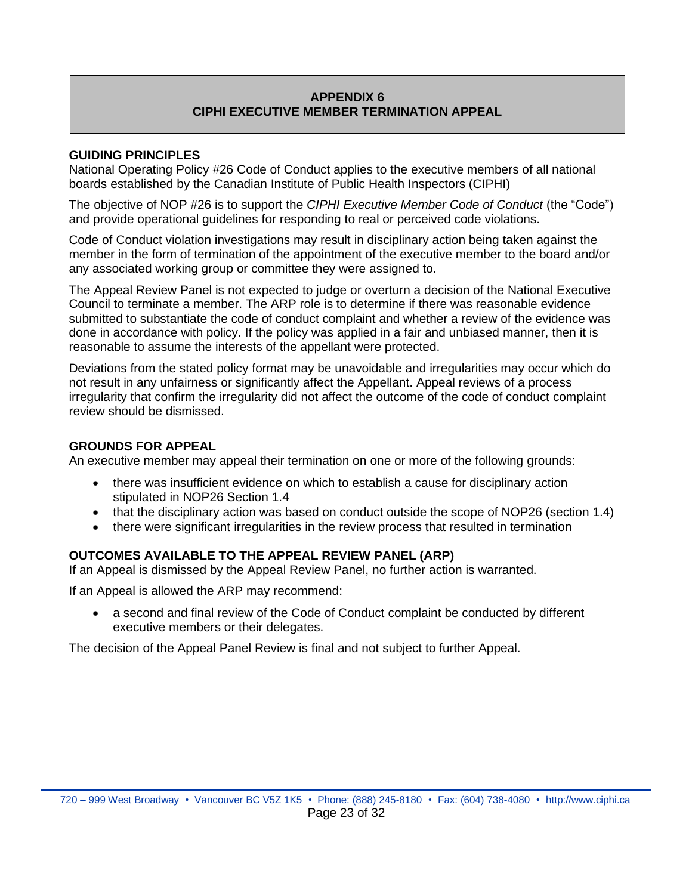# APPENDIX 6
# CIPHI EXECUTIVE MEMBER TERMINATION APPEAL

## GUIDING PRINCIPLES

National Operating Policy #26 Code of Conduct applies to the executive members of all national boards established by the Canadian Institute of Public Health Inspectors (CIPHI)

The objective of NOP #26 is to support the *CIPHI Executive Member Code of Conduct* (the "Code") and provide operational guidelines for responding to real or perceived code violations.

Code of Conduct violation investigations may result in disciplinary action being taken against the member in the form of termination of the appointment of the executive member to the board and/or any associated working group or committee they were assigned to.

The Appeal Review Panel is not expected to judge or overturn a decision of the National Executive Council to terminate a member. The ARP role is to determine if there was reasonable evidence submitted to substantiate the code of conduct complaint and whether a review of the evidence was done in accordance with policy. If the policy was applied in a fair and unbiased manner, then it is reasonable to assume the interests of the appellant were protected.

Deviations from the stated policy format may be unavoidable and irregularities may occur which do not result in any unfairness or significantly affect the Appellant. Appeal reviews of a process irregularity that confirm the irregularity did not affect the outcome of the code of conduct complaint review should be dismissed.

## GROUNDS FOR APPEAL

An executive member may appeal their termination on one or more of the following grounds:

- there was insufficient evidence on which to establish a cause for disciplinary action stipulated in NOP26 Section 1.4
- that the disciplinary action was based on conduct outside the scope of NOP26 (section 1.4)
- there were significant irregularities in the review process that resulted in termination

## OUTCOMES AVAILABLE TO THE APPEAL REVIEW PANEL (ARP)

If an Appeal is dismissed by the Appeal Review Panel, no further action is warranted.

If an Appeal is allowed the ARP may recommend:

- a second and final review of the Code of Conduct complaint be conducted by different executive members or their delegates.

The decision of the Appeal Panel Review is final and not subject to further Appeal.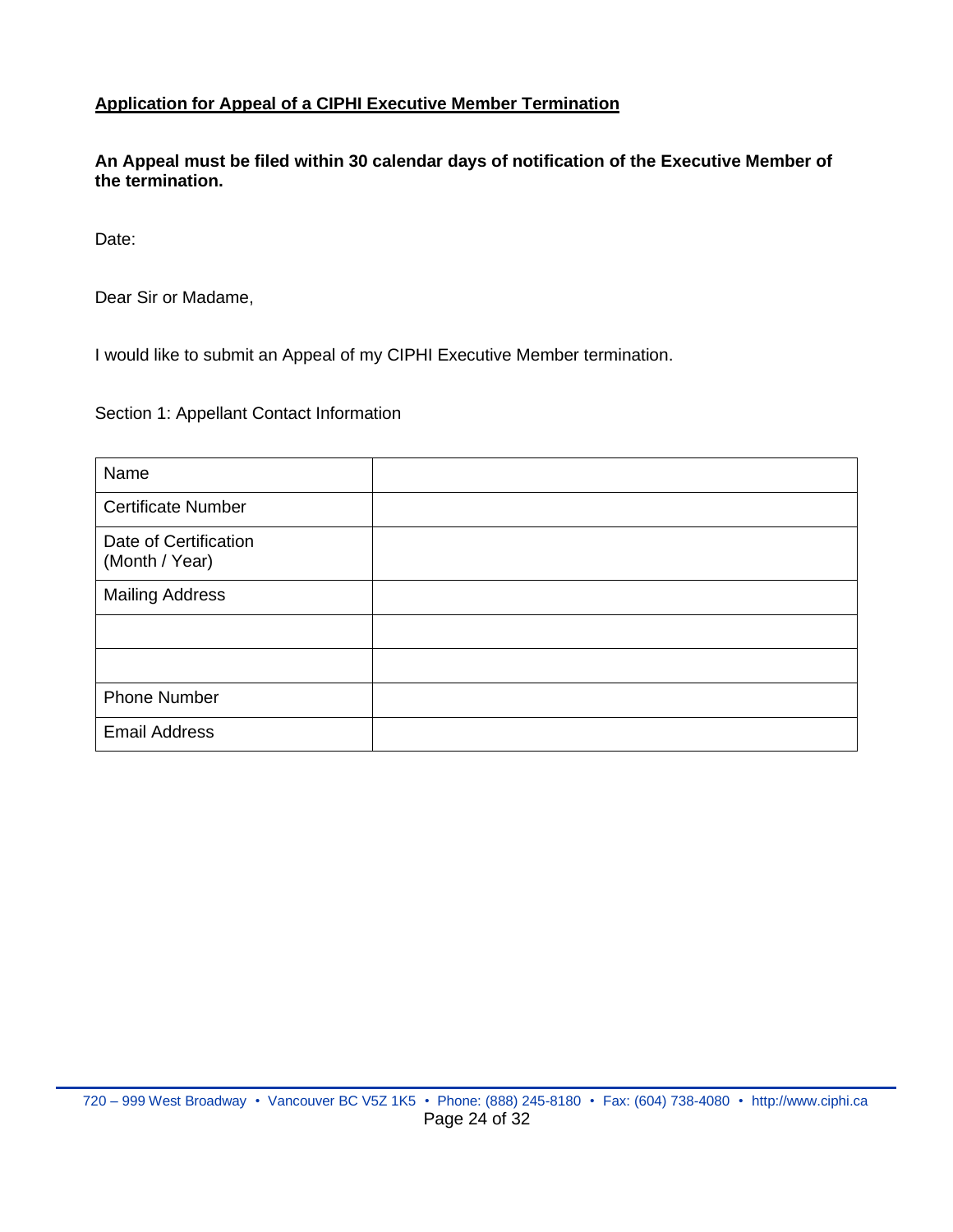**<u>Application for Appeal of a CIPHI Executive Member Termination</u>**

**An Appeal must be filed within 30 calendar days of notification of the Executive Member of the termination.**

Date:

Dear Sir or Madame,

I would like to submit an Appeal of my CIPHI Executive Member termination.

Section 1: Appellant Contact Information

| | |
|---|---|
| Name | |
| Certificate Number | |
| Date of Certification (Month / Year) | |
| Mailing Address | |
| | |
| | |
| Phone Number | |
| Email Address | |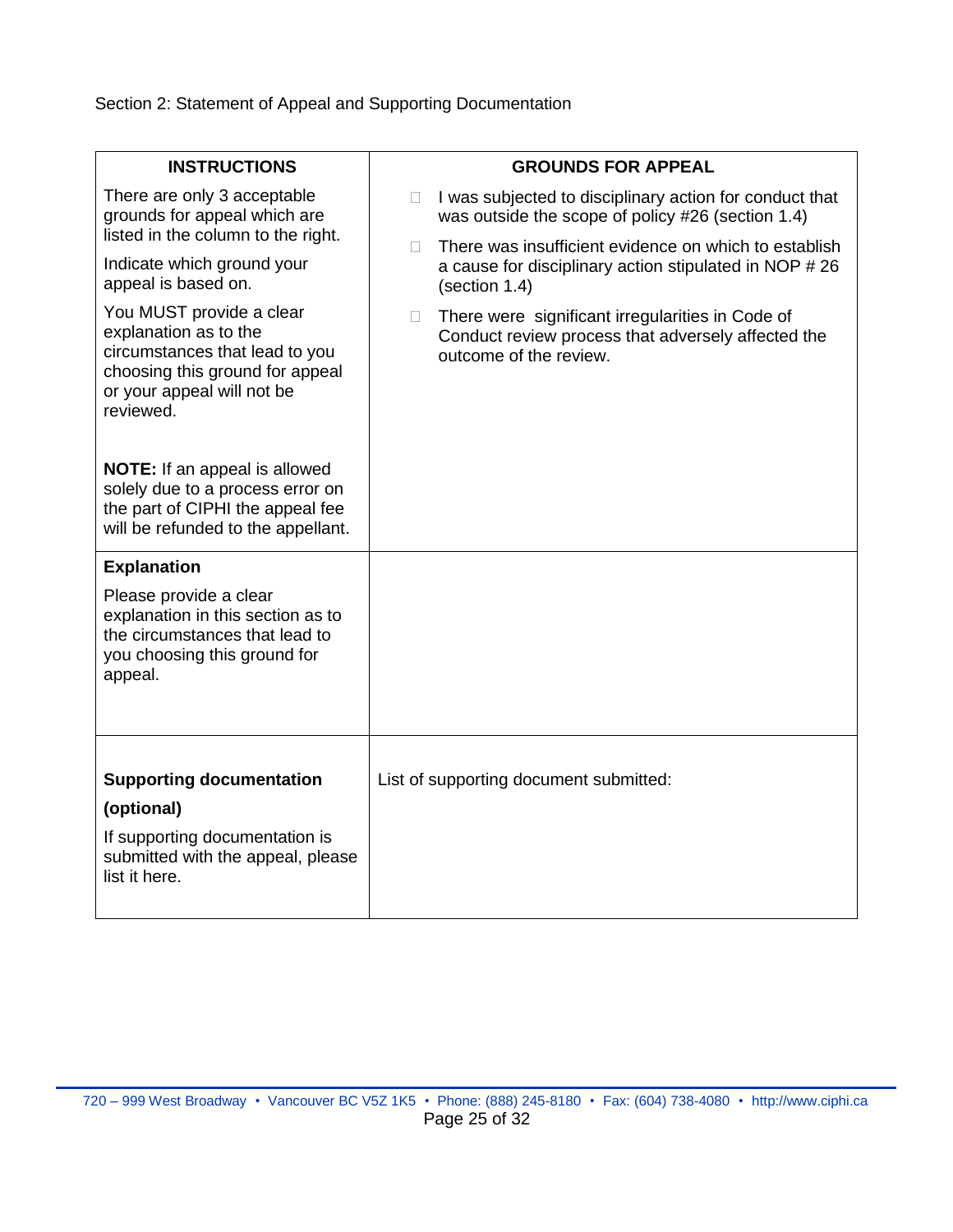Section 2: Statement of Appeal and Supporting Documentation

| INSTRUCTIONS | GROUNDS FOR APPEAL |
|---|---|
| There are only 3 acceptable grounds for appeal which are listed in the column to the right.<br><br>Indicate which ground your appeal is based on.<br><br>You MUST provide a clear explanation as to the circumstances that lead to you choosing this ground for appeal or your appeal will not be reviewed.<br><br>**NOTE:** If an appeal is allowed solely due to a process error on the part of CIPHI the appeal fee will be refunded to the appellant. | ☐ I was subjected to disciplinary action for conduct that was outside the scope of policy #26 (section 1.4)<br><br>☐ There was insufficient evidence on which to establish a cause for disciplinary action stipulated in NOP # 26 (section 1.4)<br><br>☐ There were significant irregularities in Code of Conduct review process that adversely affected the outcome of the review. |
| **Explanation**<br><br>Please provide a clear explanation in this section as to the circumstances that lead to you choosing this ground for appeal. | |
| **Supporting documentation (optional)**<br><br>If supporting documentation is submitted with the appeal, please list it here. | List of supporting document submitted: |

720 – 999 West Broadway • Vancouver BC V5Z 1K5 • Phone: (888) 245-8180 • Fax: (604) 738-4080 • http://www.ciphi.ca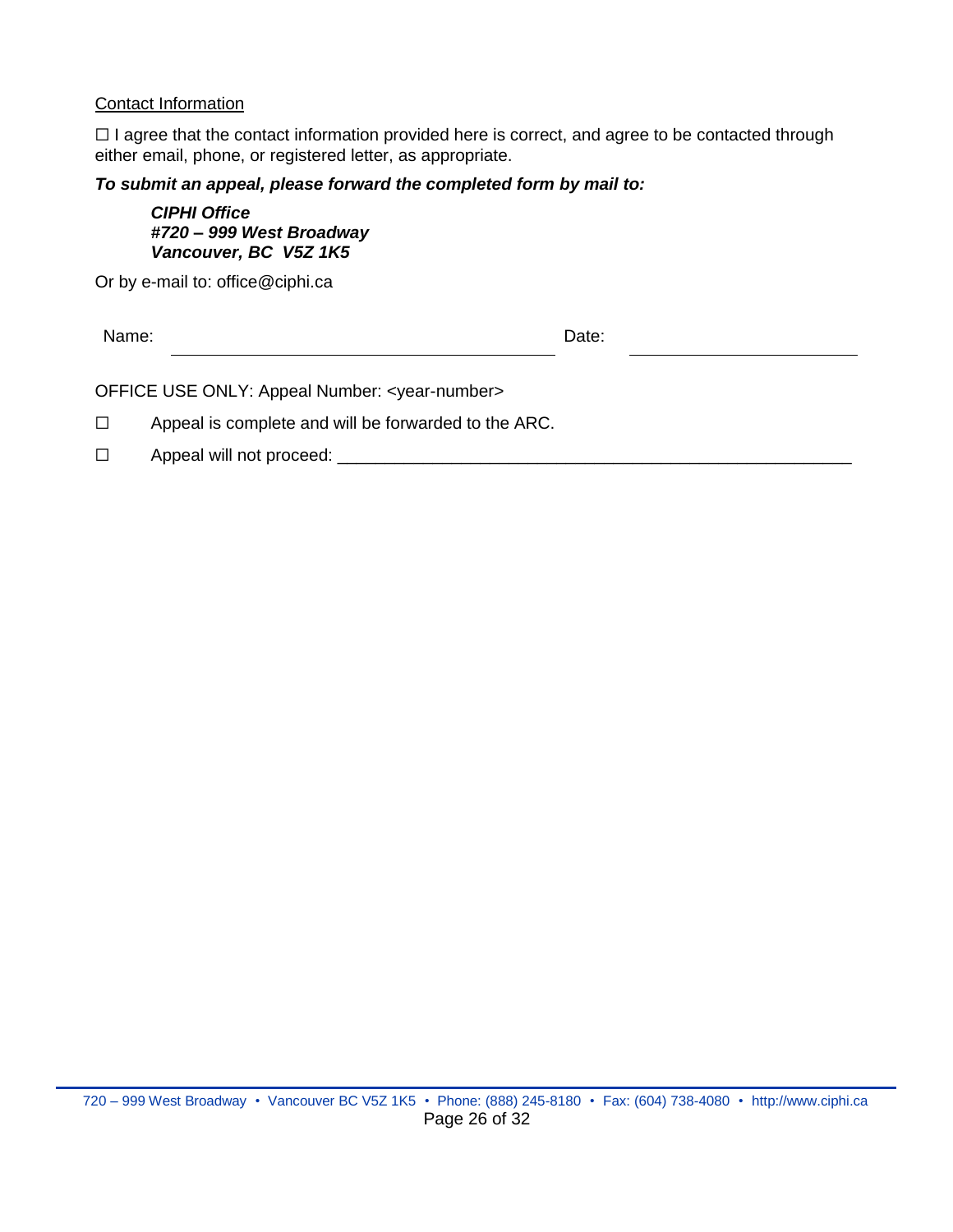Contact Information

☐ I agree that the contact information provided here is correct, and agree to be contacted through either email, phone, or registered letter, as appropriate.

***To submit an appeal, please forward the completed form by mail to:***

> ***CIPHI Office***
> ***#720 – 999 West Broadway***
> ***Vancouver, BC V5Z 1K5***

Or by e-mail to: office@ciphi.ca

Name: ______________________________ Date: ____________________

OFFICE USE ONLY: Appeal Number: <year-number>

☐ Appeal is complete and will be forwarded to the ARC.

☐ Appeal will not proceed: ______________________________________________________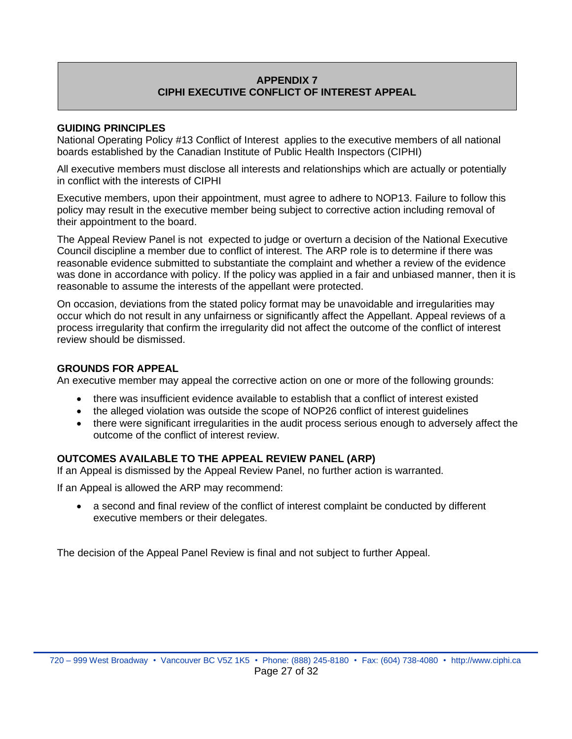# APPENDIX 7
# CIPHI EXECUTIVE CONFLICT OF INTEREST APPEAL

## GUIDING PRINCIPLES

National Operating Policy #13 Conflict of Interest applies to the executive members of all national boards established by the Canadian Institute of Public Health Inspectors (CIPHI)

All executive members must disclose all interests and relationships which are actually or potentially in conflict with the interests of CIPHI

Executive members, upon their appointment, must agree to adhere to NOP13. Failure to follow this policy may result in the executive member being subject to corrective action including removal of their appointment to the board.

The Appeal Review Panel is not expected to judge or overturn a decision of the National Executive Council discipline a member due to conflict of interest. The ARP role is to determine if there was reasonable evidence submitted to substantiate the complaint and whether a review of the evidence was done in accordance with policy. If the policy was applied in a fair and unbiased manner, then it is reasonable to assume the interests of the appellant were protected.

On occasion, deviations from the stated policy format may be unavoidable and irregularities may occur which do not result in any unfairness or significantly affect the Appellant. Appeal reviews of a process irregularity that confirm the irregularity did not affect the outcome of the conflict of interest review should be dismissed.

## GROUNDS FOR APPEAL

An executive member may appeal the corrective action on one or more of the following grounds:

- there was insufficient evidence available to establish that a conflict of interest existed
- the alleged violation was outside the scope of NOP26 conflict of interest guidelines
- there were significant irregularities in the audit process serious enough to adversely affect the outcome of the conflict of interest review.

## OUTCOMES AVAILABLE TO THE APPEAL REVIEW PANEL (ARP)

If an Appeal is dismissed by the Appeal Review Panel, no further action is warranted.

If an Appeal is allowed the ARP may recommend:

- a second and final review of the conflict of interest complaint be conducted by different executive members or their delegates.

The decision of the Appeal Panel Review is final and not subject to further Appeal.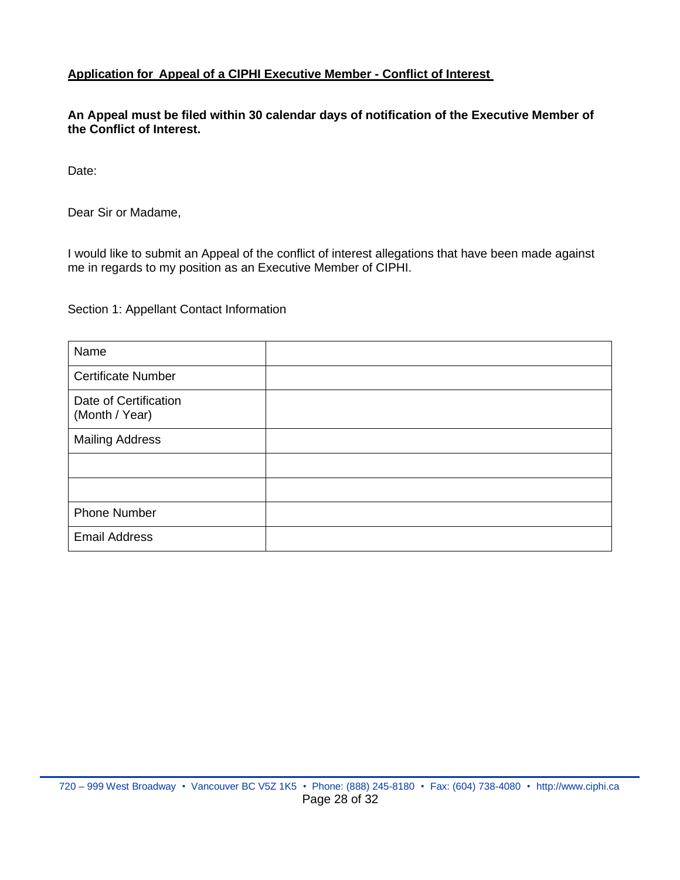**Application for Appeal of a CIPHI Executive Member - Conflict of Interest**

**An Appeal must be filed within 30 calendar days of notification of the Executive Member of the Conflict of Interest.**

Date:

Dear Sir or Madame,

I would like to submit an Appeal of the conflict of interest allegations that have been made against me in regards to my position as an Executive Member of CIPHI.

Section 1: Appellant Contact Information

| | |
|---|---|
| Name | |
| Certificate Number | |
| Date of Certification (Month / Year) | |
| Mailing Address | |
| | |
| | |
| Phone Number | |
| Email Address | |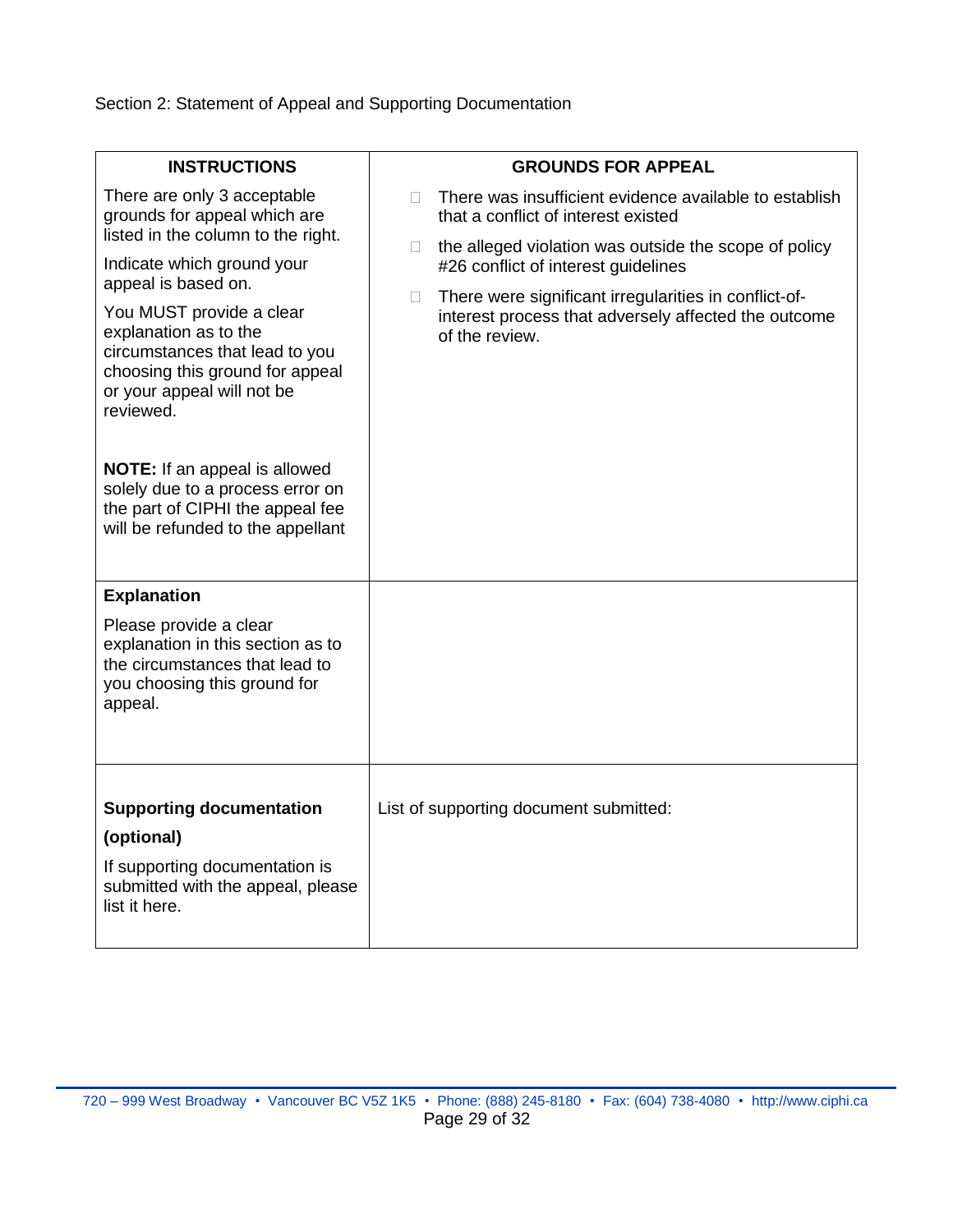Section 2: Statement of Appeal and Supporting Documentation

| INSTRUCTIONS | GROUNDS FOR APPEAL |
|---|---|
| There are only 3 acceptable grounds for appeal which are listed in the column to the right.<br><br>Indicate which ground your appeal is based on.<br><br>You MUST provide a clear explanation as to the circumstances that lead to you choosing this ground for appeal or your appeal will not be reviewed.<br><br>**NOTE:** If an appeal is allowed solely due to a process error on the part of CIPHI the appeal fee will be refunded to the appellant | ☐ There was insufficient evidence available to establish that a conflict of interest existed<br><br>☐ the alleged violation was outside the scope of policy #26 conflict of interest guidelines<br><br>☐ There were significant irregularities in conflict-of-interest process that adversely affected the outcome of the review. |
| **Explanation**<br><br>Please provide a clear explanation in this section as to the circumstances that lead to you choosing this ground for appeal. | |
| **Supporting documentation (optional)**<br><br>If supporting documentation is submitted with the appeal, please list it here. | List of supporting document submitted: |

720 – 999 West Broadway • Vancouver BC V5Z 1K5 • Phone: (888) 245-8180 • Fax: (604) 738-4080 • http://www.ciphi.ca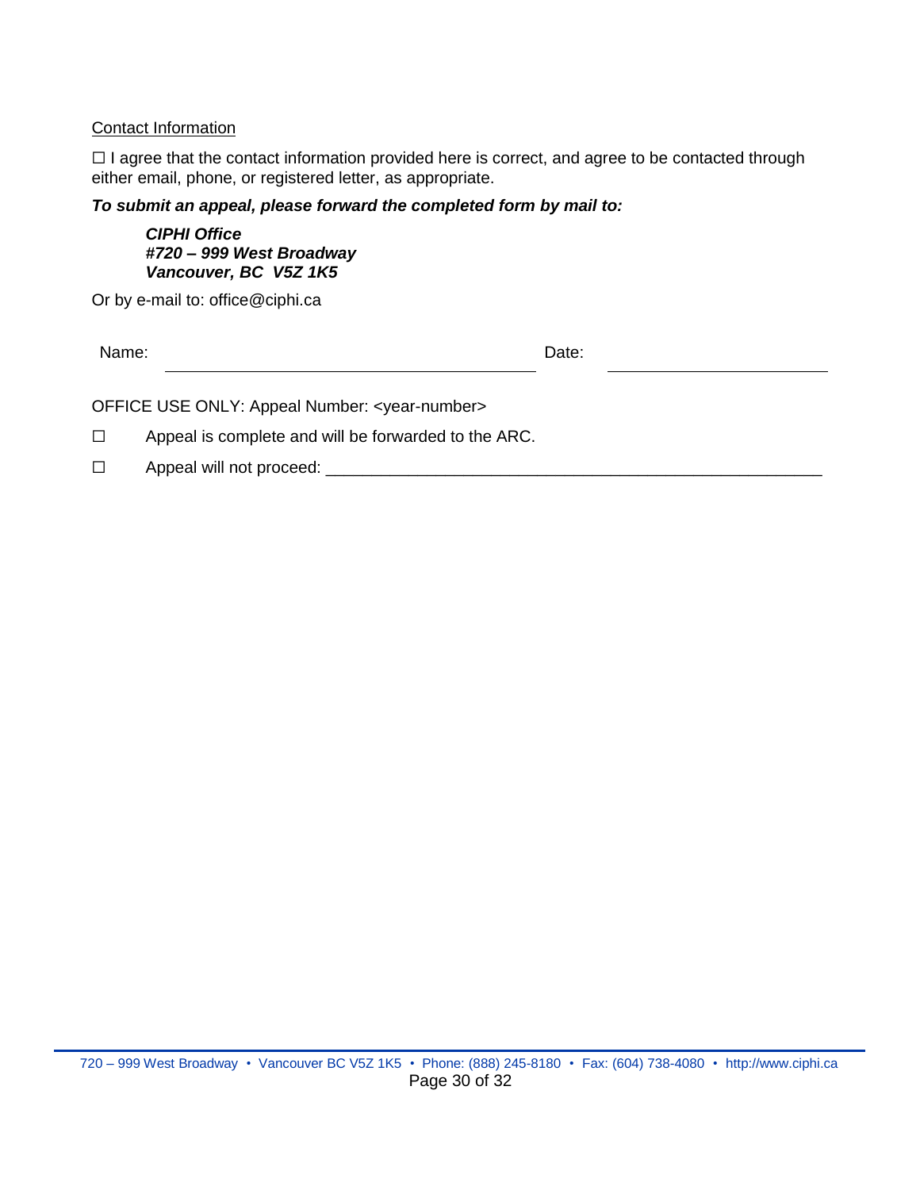Contact Information

☐ I agree that the contact information provided here is correct, and agree to be contacted through either email, phone, or registered letter, as appropriate.

***To submit an appeal, please forward the completed form by mail to:***

> ***CIPHI Office***
> ***#720 – 999 West Broadway***
> ***Vancouver, BC V5Z 1K5***

Or by e-mail to: office@ciphi.ca

Name: ______________________________ Date: ____________________

OFFICE USE ONLY: Appeal Number: <year-number>

☐ Appeal is complete and will be forwarded to the ARC.

☐ Appeal will not proceed: ________________________________________________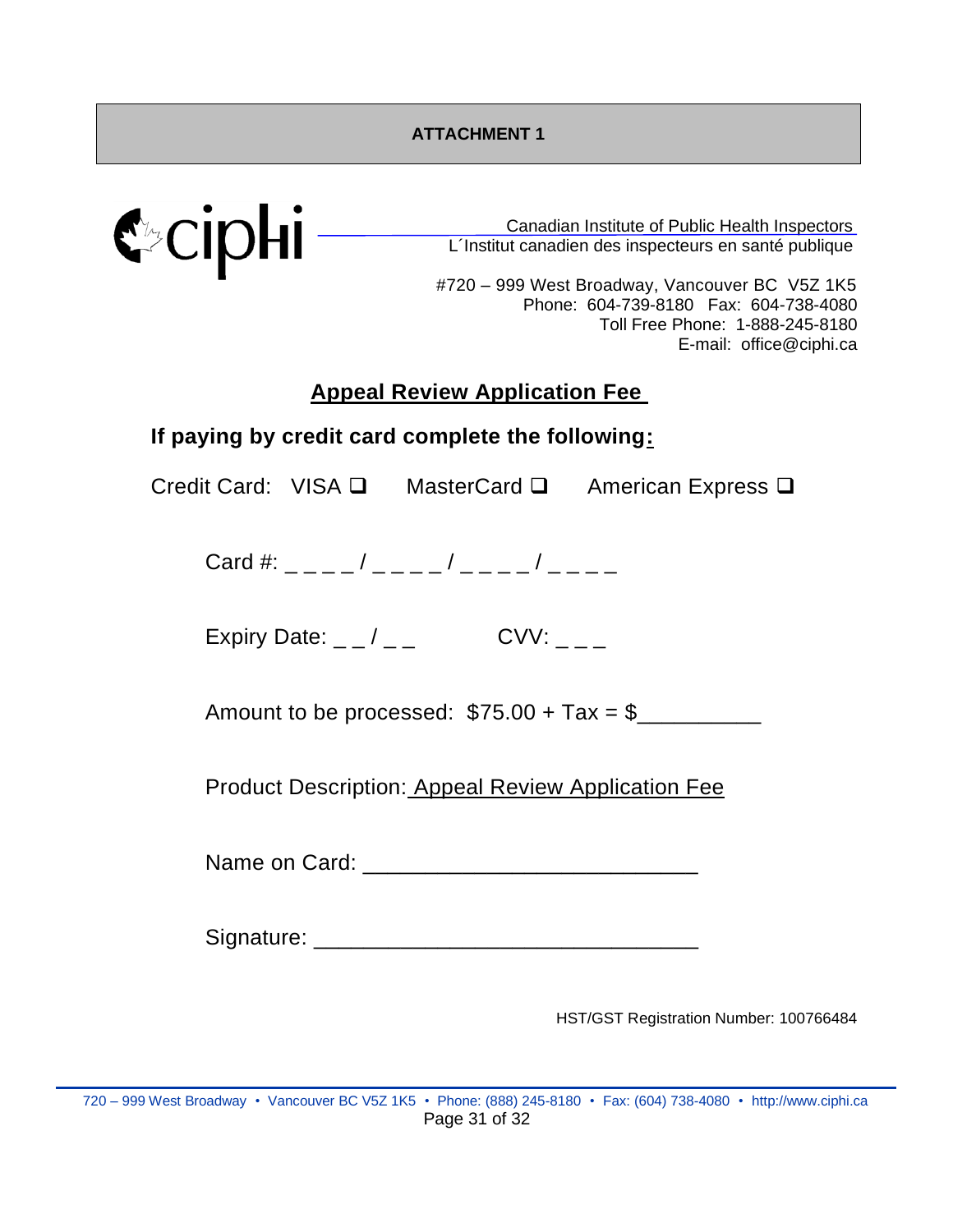**ATTACHMENT 1**

ciphi

Canadian Institute of Public Health Inspectors
L´Institut canadien des inspecteurs en santé publique

#720 – 999 West Broadway, Vancouver BC V5Z 1K5
Phone: 604-739-8180 Fax: 604-738-4080
Toll Free Phone: 1-888-245-8180
E-mail: office@ciphi.ca

## Appeal Review Application Fee

**If paying by credit card complete the following:**

Credit Card: VISA ❑ MasterCard ❑ American Express ❑

Card #: _ _ _ _ / _ _ _ _ / _ _ _ _ / _ _ _ _

Expiry Date: _ _ / _ _ CVV: _ _ _

Amount to be processed: $75.00 + Tax = $__________

Product Description: Appeal Review Application Fee

Name on Card: ___________________________

Signature: _______________________________

HST/GST Registration Number: 100766484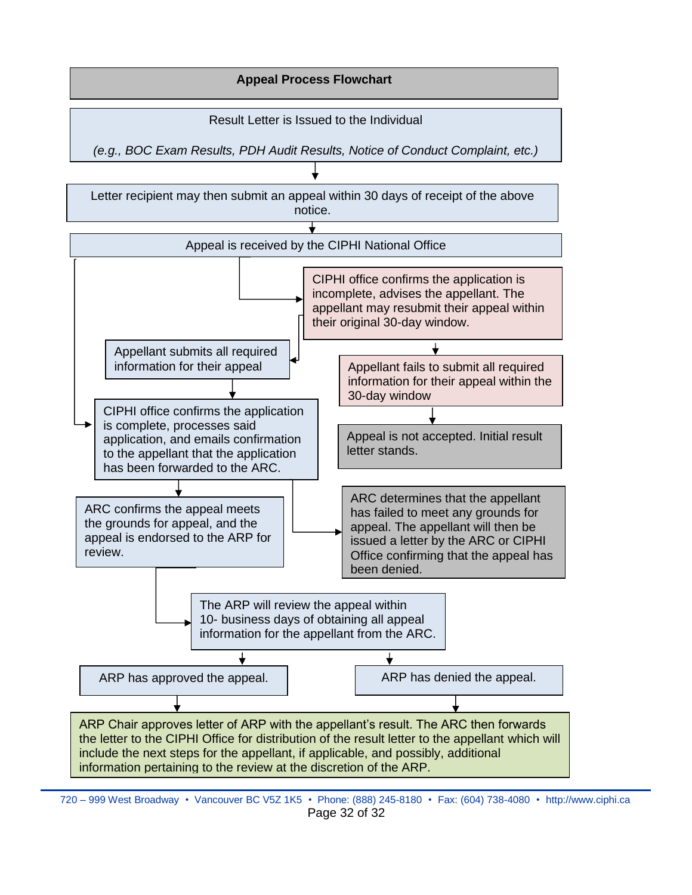**Appeal Process Flowchart**

Result Letter is Issued to the Individual

*(e.g., BOC Exam Results, PDH Audit Results, Notice of Conduct Complaint, etc.)*

Letter recipient may then submit an appeal within 30 days of receipt of the above notice.

Appeal is received by the CIPHI National Office

CIPHI office confirms the application is incomplete, advises the appellant. The appellant may resubmit their appeal within their original 30-day window.

Appellant submits all required information for their appeal

Appellant fails to submit all required information for their appeal within the 30-day window

CIPHI office confirms the application is complete, processes said application, and emails confirmation to the appellant that the application has been forwarded to the ARC.

Appeal is not accepted. Initial result letter stands.

ARC confirms the appeal meets the grounds for appeal, and the appeal is endorsed to the ARP for review.

ARC determines that the appellant has failed to meet any grounds for appeal. The appellant will then be issued a letter by the ARC or CIPHI Office confirming that the appeal has been denied.

The ARP will review the appeal within 10- business days of obtaining all appeal information for the appellant from the ARC.

ARP has approved the appeal.

ARP has denied the appeal.

ARP Chair approves letter of ARP with the appellant's result. The ARC then forwards the letter to the CIPHI Office for distribution of the result letter to the appellant which will include the next steps for the appellant, if applicable, and possibly, additional information pertaining to the review at the discretion of the ARP.

720 – 999 West Broadway • Vancouver BC V5Z 1K5 • Phone: (888) 245-8180 • Fax: (604) 738-4080 • http://www.ciphi.ca